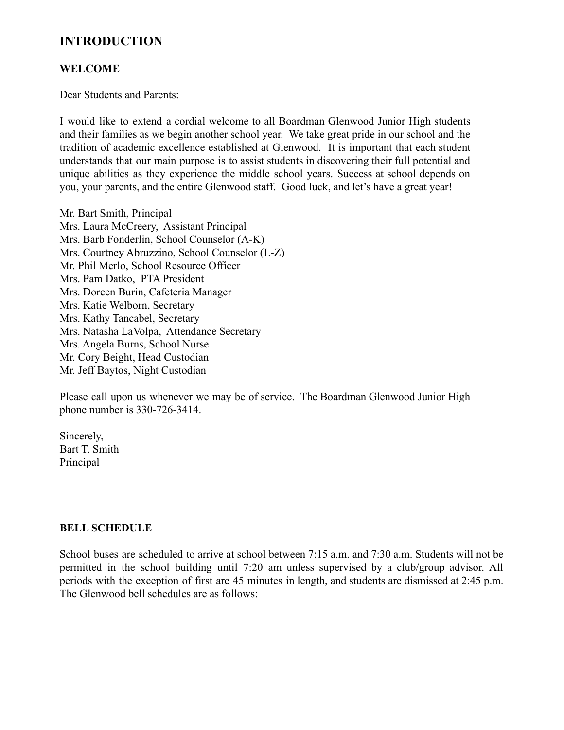# INTRODUCTION

### WELCOME

Dear Students and Parents:

I would like to extend a cordial welcome to all Boardman Glenwood Junior High students and their families as we begin another school year. We take great pride in our school and the tradition of academic excellence established at Glenwood. It is important that each student understands that our main purpose is to assist students in discovering their full potential and unique abilities as they experience the middle school years. Success at school depends on you, your parents, and the entire Glenwood staff. Good luck, and let's have a great year!

Mr. Bart Smith, Principal  
Mrs. Laura McCreery, Assistant Principal  
Mrs. Barb Fonderlin, School Counselor (A-K)  
Mrs. Courtney Abruzzino, School Counselor (L-Z)  
Mr. Phil Merlo, School Resource Officer  
Mrs. Pam Datko, PTA President  
Mrs. Doreen Burin, Cafeteria Manager  
Mrs. Katie Welborn, Secretary  
Mrs. Kathy Tancabel, Secretary  
Mrs. Natasha LaVolpa, Attendance Secretary  
Mrs. Angela Burns, School Nurse  
Mr. Cory Beight, Head Custodian  
Mr. Jeff Baytos, Night Custodian

Please call upon us whenever we may be of service. The Boardman Glenwood Junior High phone number is 330-726-3414.

Sincerely,  
Bart T. Smith  
Principal

### BELL SCHEDULE

School buses are scheduled to arrive at school between 7:15 a.m. and 7:30 a.m. Students will not be permitted in the school building until 7:20 am unless supervised by a club/group advisor. All periods with the exception of first are 45 minutes in length, and students are dismissed at 2:45 p.m. The Glenwood bell schedules are as follows: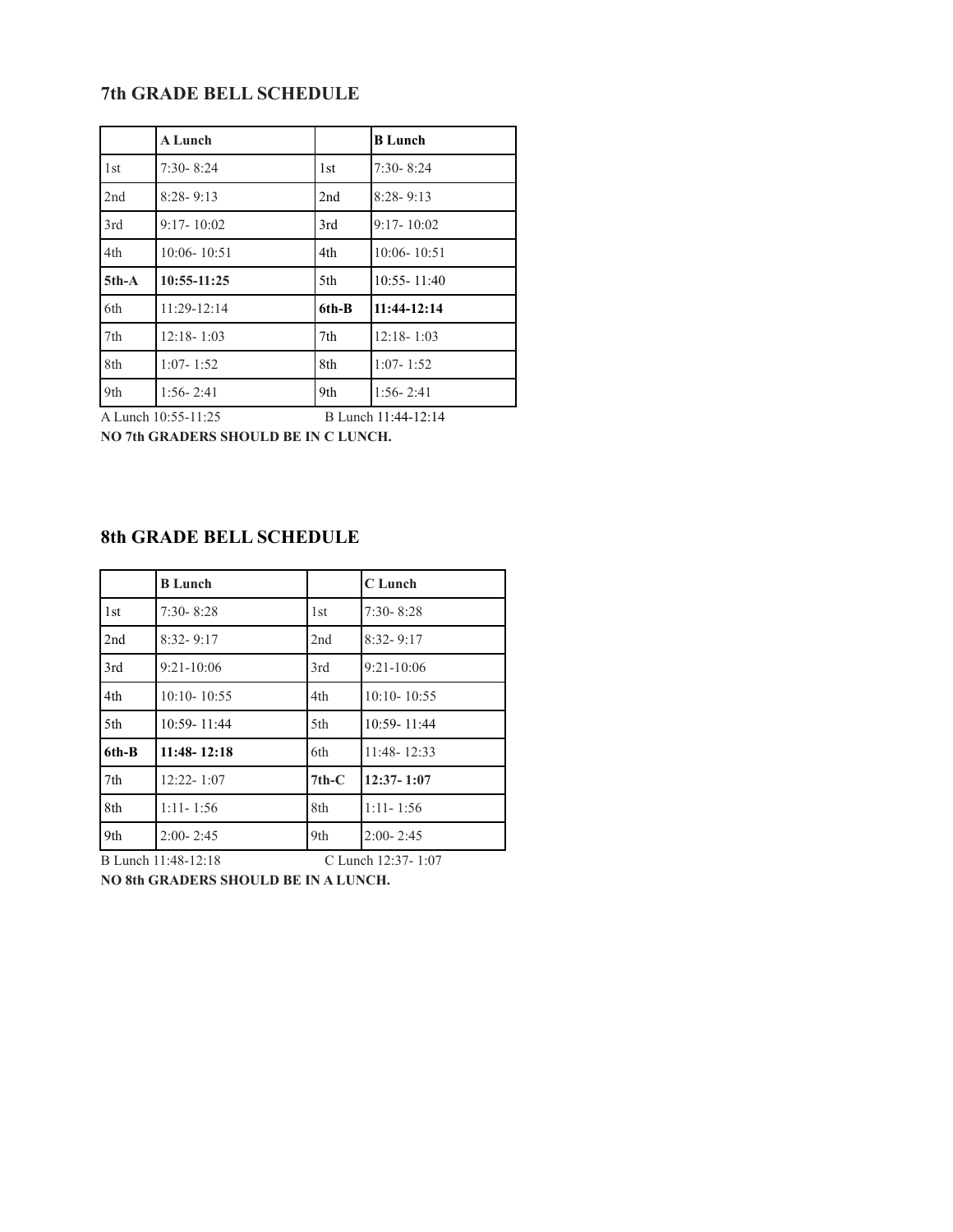## 7th GRADE BELL SCHEDULE

| | **A Lunch** | | **B Lunch** |
|---|---|---|---|
| 1st | 7:30- 8:24 | 1st | 7:30- 8:24 |
| 2nd | 8:28- 9:13 | 2nd | 8:28- 9:13 |
| 3rd | 9:17- 10:02 | 3rd | 9:17- 10:02 |
| 4th | 10:06- 10:51 | 4th | 10:06- 10:51 |
| **5th-A** | **10:55-11:25** | 5th | 10:55- 11:40 |
| 6th | 11:29-12:14 | **6th-B** | **11:44-12:14** |
| 7th | 12:18- 1:03 | 7th | 12:18- 1:03 |
| 8th | 1:07- 1:52 | 8th | 1:07- 1:52 |
| 9th | 1:56- 2:41 | 9th | 1:56- 2:41 |

A Lunch 10:55-11:25 B Lunch 11:44-12:14

**NO 7th GRADERS SHOULD BE IN C LUNCH.**

## 8th GRADE BELL SCHEDULE

| | **B Lunch** | | **C Lunch** |
|---|---|---|---|
| 1st | 7:30- 8:28 | 1st | 7:30- 8:28 |
| 2nd | 8:32- 9:17 | 2nd | 8:32- 9:17 |
| 3rd | 9:21-10:06 | 3rd | 9:21-10:06 |
| 4th | 10:10- 10:55 | 4th | 10:10- 10:55 |
| 5th | 10:59- 11:44 | 5th | 10:59- 11:44 |
| **6th-B** | **11:48- 12:18** | 6th | 11:48- 12:33 |
| 7th | 12:22- 1:07 | **7th-C** | **12:37- 1:07** |
| 8th | 1:11- 1:56 | 8th | 1:11- 1:56 |
| 9th | 2:00- 2:45 | 9th | 2:00- 2:45 |

B Lunch 11:48-12:18 C Lunch 12:37- 1:07

**NO 8th GRADERS SHOULD BE IN A LUNCH.**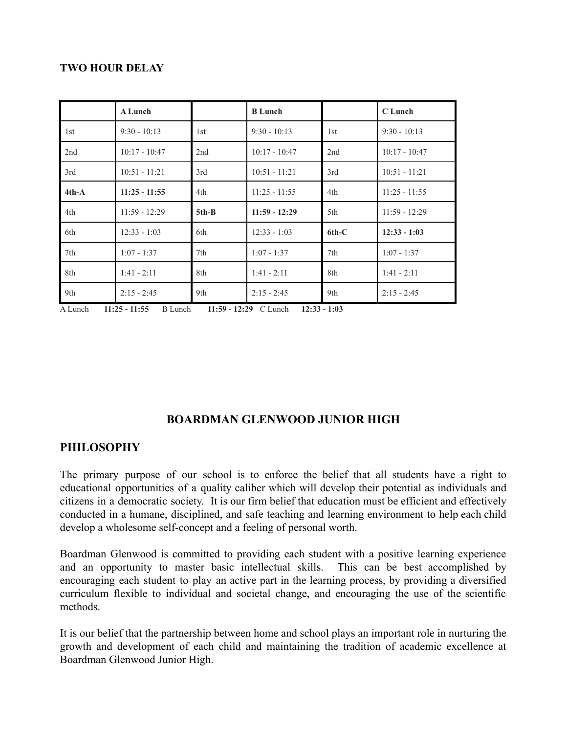**TWO HOUR DELAY**

| | **A Lunch** | | **B Lunch** | | **C Lunch** |
|---|---|---|---|---|---|
| 1st | 9:30 - 10:13 | 1st | 9:30 - 10:13 | 1st | 9:30 - 10:13 |
| 2nd | 10:17 - 10:47 | 2nd | 10:17 - 10:47 | 2nd | 10:17 - 10:47 |
| 3rd | 10:51 - 11:21 | 3rd | 10:51 - 11:21 | 3rd | 10:51 - 11:21 |
| **4th-A** | **11:25 - 11:55** | 4th | 11:25 - 11:55 | 4th | 11:25 - 11:55 |
| 4th | 11:59 - 12:29 | **5th-B** | **11:59 - 12:29** | 5th | 11:59 - 12:29 |
| 6th | 12:33 - 1:03 | 6th | 12:33 - 1:03 | **6th-C** | **12:33 - 1:03** |
| 7th | 1:07 - 1:37 | 7th | 1:07 - 1:37 | 7th | 1:07 - 1:37 |
| 8th | 1:41 - 2:11 | 8th | 1:41 - 2:11 | 8th | 1:41 - 2:11 |
| 9th | 2:15 - 2:45 | 9th | 2:15 - 2:45 | 9th | 2:15 - 2:45 |

A Lunch **11:25 - 11:55** B Lunch **11:59 - 12:29** C Lunch **12:33 - 1:03**

## BOARDMAN GLENWOOD JUNIOR HIGH

## PHILOSOPHY

The primary purpose of our school is to enforce the belief that all students have a right to educational opportunities of a quality caliber which will develop their potential as individuals and citizens in a democratic society. It is our firm belief that education must be efficient and effectively conducted in a humane, disciplined, and safe teaching and learning environment to help each child develop a wholesome self-concept and a feeling of personal worth.

Boardman Glenwood is committed to providing each student with a positive learning experience and an opportunity to master basic intellectual skills. This can be best accomplished by encouraging each student to play an active part in the learning process, by providing a diversified curriculum flexible to individual and societal change, and encouraging the use of the scientific methods.

It is our belief that the partnership between home and school plays an important role in nurturing the growth and development of each child and maintaining the tradition of academic excellence at Boardman Glenwood Junior High.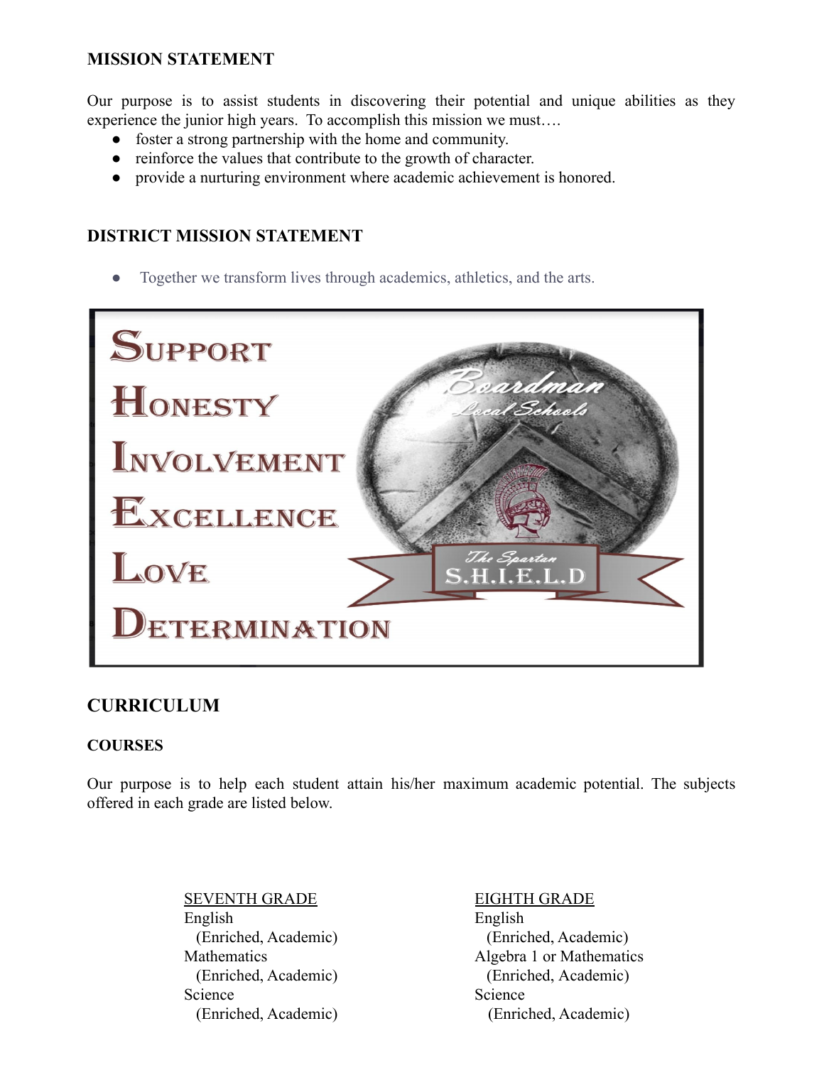**MISSION STATEMENT**

Our purpose is to assist students in discovering their potential and unique abilities as they experience the junior high years. To accomplish this mission we must….

- foster a strong partnership with the home and community.
- reinforce the values that contribute to the growth of character.
- provide a nurturing environment where academic achievement is honored.

**DISTRICT MISSION STATEMENT**

- Together we transform lives through academics, athletics, and the arts.

SUPPORT
HONESTY
INVOLVEMENT
EXCELLENCE
LOVE
DETERMINATION

Boardman Local Schools

The Spartan S.H.I.E.L.D

## CURRICULUM

**COURSES**

Our purpose is to help each student attain his/her maximum academic potential. The subjects offered in each grade are listed below.

SEVENTH GRADE
English
(Enriched, Academic)
Mathematics
(Enriched, Academic)
Science
(Enriched, Academic)

EIGHTH GRADE
English
(Enriched, Academic)
Algebra 1 or Mathematics
(Enriched, Academic)
Science
(Enriched, Academic)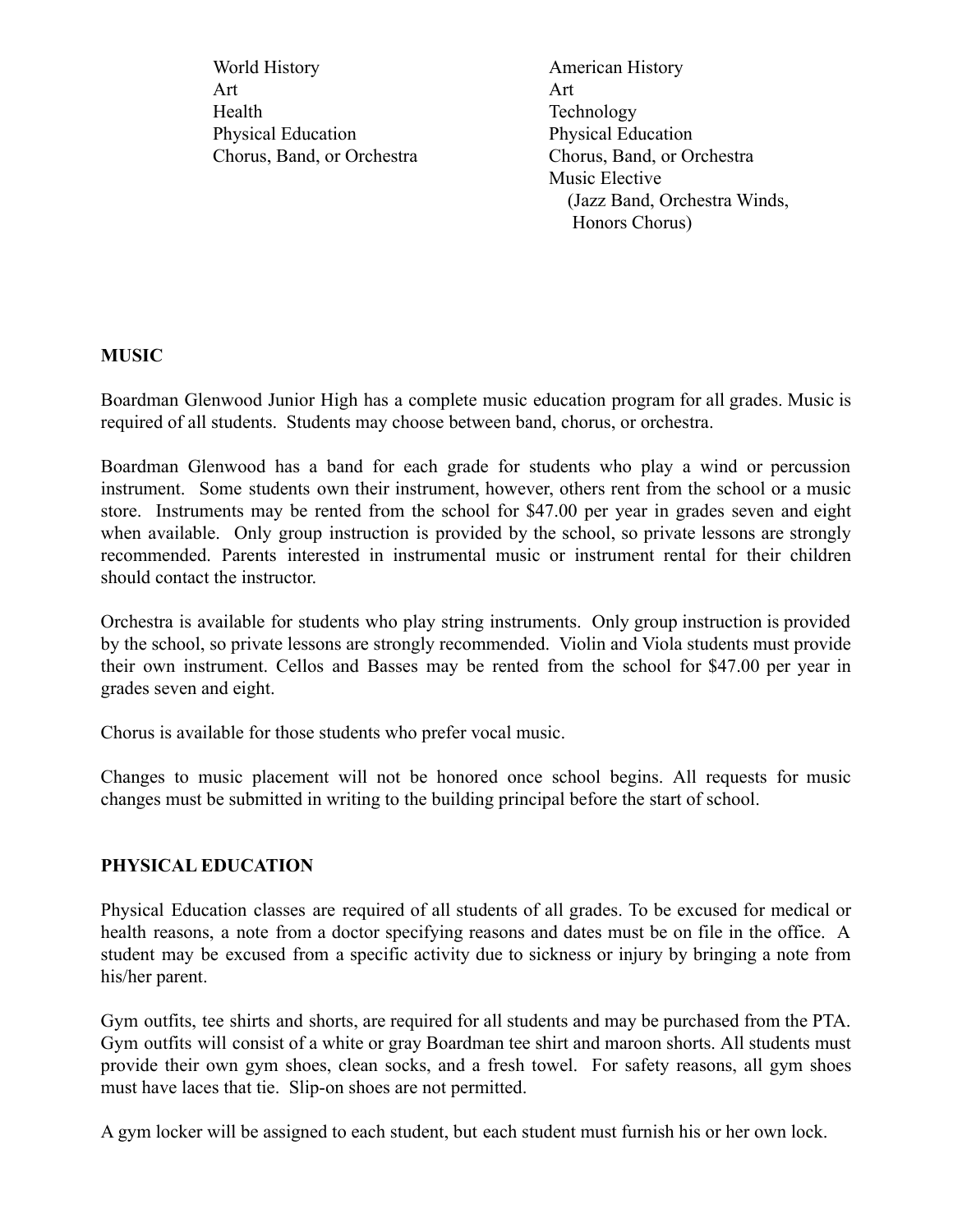| | |
|---|---|
| World History | American History |
| Art | Art |
| Health | Technology |
| Physical Education | Physical Education |
| Chorus, Band, or Orchestra | Chorus, Band, or Orchestra |
| | Music Elective (Jazz Band, Orchestra Winds, Honors Chorus) |

## MUSIC

Boardman Glenwood Junior High has a complete music education program for all grades. Music is required of all students. Students may choose between band, chorus, or orchestra.

Boardman Glenwood has a band for each grade for students who play a wind or percussion instrument. Some students own their instrument, however, others rent from the school or a music store. Instruments may be rented from the school for $47.00 per year in grades seven and eight when available. Only group instruction is provided by the school, so private lessons are strongly recommended. Parents interested in instrumental music or instrument rental for their children should contact the instructor.

Orchestra is available for students who play string instruments. Only group instruction is provided by the school, so private lessons are strongly recommended. Violin and Viola students must provide their own instrument. Cellos and Basses may be rented from the school for $47.00 per year in grades seven and eight.

Chorus is available for those students who prefer vocal music.

Changes to music placement will not be honored once school begins. All requests for music changes must be submitted in writing to the building principal before the start of school.

## PHYSICAL EDUCATION

Physical Education classes are required of all students of all grades. To be excused for medical or health reasons, a note from a doctor specifying reasons and dates must be on file in the office. A student may be excused from a specific activity due to sickness or injury by bringing a note from his/her parent.

Gym outfits, tee shirts and shorts, are required for all students and may be purchased from the PTA. Gym outfits will consist of a white or gray Boardman tee shirt and maroon shorts. All students must provide their own gym shoes, clean socks, and a fresh towel. For safety reasons, all gym shoes must have laces that tie. Slip-on shoes are not permitted.

A gym locker will be assigned to each student, but each student must furnish his or her own lock.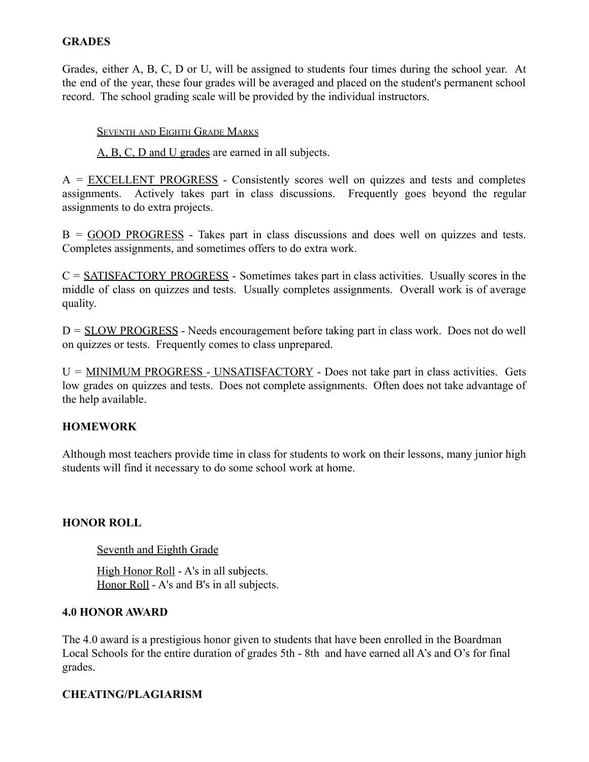## GRADES

Grades, either A, B, C, D or U, will be assigned to students four times during the school year. At the end of the year, these four grades will be averaged and placed on the student's permanent school record. The school grading scale will be provided by the individual instructors.

<u>Seventh and Eighth Grade Marks</u>

<u>A, B, C, D and U grades</u> are earned in all subjects.

A = <u>EXCELLENT PROGRESS</u> - Consistently scores well on quizzes and tests and completes assignments. Actively takes part in class discussions. Frequently goes beyond the regular assignments to do extra projects.

B = <u>GOOD PROGRESS</u> - Takes part in class discussions and does well on quizzes and tests. Completes assignments, and sometimes offers to do extra work.

C = <u>SATISFACTORY PROGRESS</u> - Sometimes takes part in class activities. Usually scores in the middle of class on quizzes and tests. Usually completes assignments. Overall work is of average quality.

D = <u>SLOW PROGRESS</u> - Needs encouragement before taking part in class work. Does not do well on quizzes or tests. Frequently comes to class unprepared.

U = <u>MINIMUM PROGRESS - UNSATISFACTORY</u> - Does not take part in class activities. Gets low grades on quizzes and tests. Does not complete assignments. Often does not take advantage of the help available.

## HOMEWORK

Although most teachers provide time in class for students to work on their lessons, many junior high students will find it necessary to do some school work at home.

## HONOR ROLL

<u>Seventh and Eighth Grade</u>

<u>High Honor Roll</u> - A's in all subjects.
<u>Honor Roll</u> - A's and B's in all subjects.

## 4.0 HONOR AWARD

The 4.0 award is a prestigious honor given to students that have been enrolled in the Boardman Local Schools for the entire duration of grades 5th - 8th and have earned all A's and O's for final grades.

## CHEATING/PLAGIARISM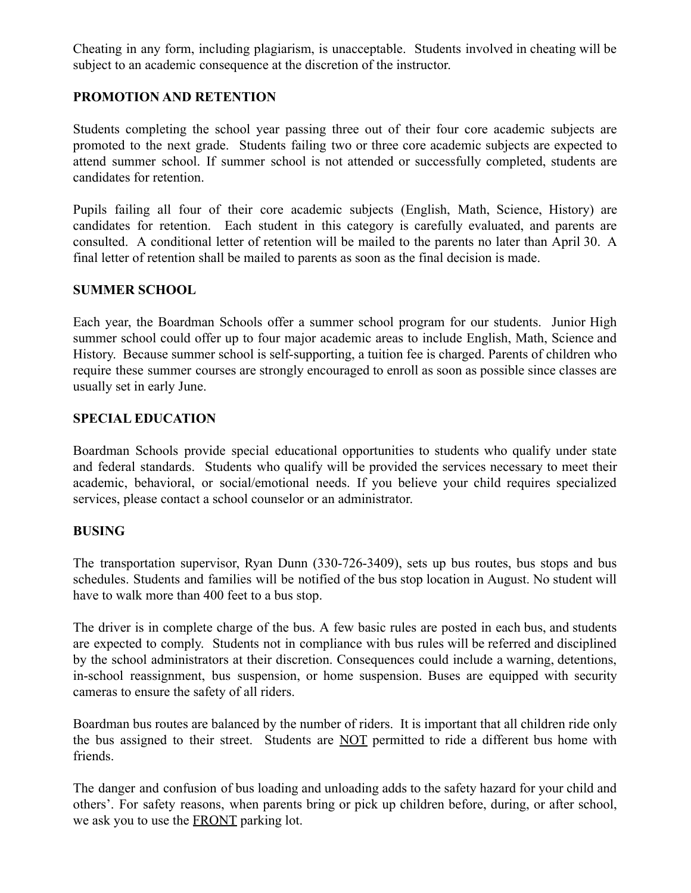Cheating in any form, including plagiarism, is unacceptable. Students involved in cheating will be subject to an academic consequence at the discretion of the instructor.

## PROMOTION AND RETENTION

Students completing the school year passing three out of their four core academic subjects are promoted to the next grade. Students failing two or three core academic subjects are expected to attend summer school. If summer school is not attended or successfully completed, students are candidates for retention.

Pupils failing all four of their core academic subjects (English, Math, Science, History) are candidates for retention. Each student in this category is carefully evaluated, and parents are consulted. A conditional letter of retention will be mailed to the parents no later than April 30. A final letter of retention shall be mailed to parents as soon as the final decision is made.

## SUMMER SCHOOL

Each year, the Boardman Schools offer a summer school program for our students. Junior High summer school could offer up to four major academic areas to include English, Math, Science and History. Because summer school is self-supporting, a tuition fee is charged. Parents of children who require these summer courses are strongly encouraged to enroll as soon as possible since classes are usually set in early June.

## SPECIAL EDUCATION

Boardman Schools provide special educational opportunities to students who qualify under state and federal standards. Students who qualify will be provided the services necessary to meet their academic, behavioral, or social/emotional needs. If you believe your child requires specialized services, please contact a school counselor or an administrator.

## BUSING

The transportation supervisor, Ryan Dunn (330-726-3409), sets up bus routes, bus stops and bus schedules. Students and families will be notified of the bus stop location in August. No student will have to walk more than 400 feet to a bus stop.

The driver is in complete charge of the bus. A few basic rules are posted in each bus, and students are expected to comply. Students not in compliance with bus rules will be referred and disciplined by the school administrators at their discretion. Consequences could include a warning, detentions, in-school reassignment, bus suspension, or home suspension. Buses are equipped with security cameras to ensure the safety of all riders.

Boardman bus routes are balanced by the number of riders. It is important that all children ride only the bus assigned to their street. Students are <u>NOT</u> permitted to ride a different bus home with friends.

The danger and confusion of bus loading and unloading adds to the safety hazard for your child and others'. For safety reasons, when parents bring or pick up children before, during, or after school, we ask you to use the <u>FRONT</u> parking lot.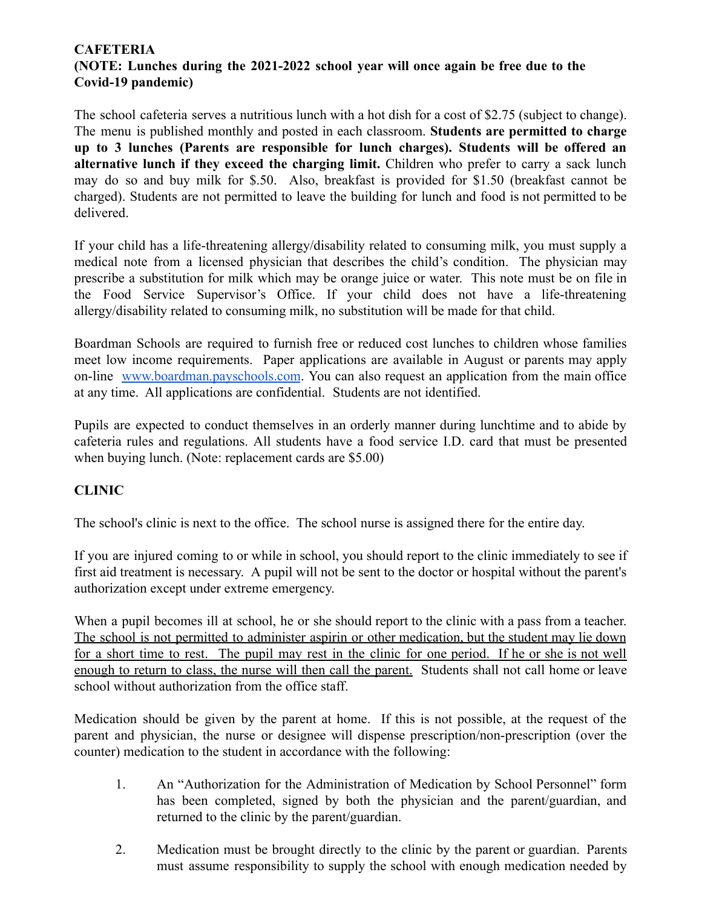**CAFETERIA**
**(NOTE: Lunches during the 2021-2022 school year will once again be free due to the Covid-19 pandemic)**

The school cafeteria serves a nutritious lunch with a hot dish for a cost of $2.75 (subject to change). The menu is published monthly and posted in each classroom. **Students are permitted to charge up to 3 lunches (Parents are responsible for lunch charges). Students will be offered an alternative lunch if they exceed the charging limit.** Children who prefer to carry a sack lunch may do so and buy milk for $.50. Also, breakfast is provided for $1.50 (breakfast cannot be charged). Students are not permitted to leave the building for lunch and food is not permitted to be delivered.

If your child has a life-threatening allergy/disability related to consuming milk, you must supply a medical note from a licensed physician that describes the child's condition. The physician may prescribe a substitution for milk which may be orange juice or water. This note must be on file in the Food Service Supervisor's Office. If your child does not have a life-threatening allergy/disability related to consuming milk, no substitution will be made for that child.

Boardman Schools are required to furnish free or reduced cost lunches to children whose families meet low income requirements. Paper applications are available in August or parents may apply on-line [www.boardman.payschools.com](www.boardman.payschools.com). You can also request an application from the main office at any time. All applications are confidential. Students are not identified.

Pupils are expected to conduct themselves in an orderly manner during lunchtime and to abide by cafeteria rules and regulations. All students have a food service I.D. card that must be presented when buying lunch. (Note: replacement cards are $5.00)

**CLINIC**

The school's clinic is next to the office. The school nurse is assigned there for the entire day.

If you are injured coming to or while in school, you should report to the clinic immediately to see if first aid treatment is necessary. A pupil will not be sent to the doctor or hospital without the parent's authorization except under extreme emergency.

When a pupil becomes ill at school, he or she should report to the clinic with a pass from a teacher. <u>The school is not permitted to administer aspirin or other medication, but the student may lie down for a short time to rest. The pupil may rest in the clinic for one period. If he or she is not well enough to return to class, the nurse will then call the parent.</u> Students shall not call home or leave school without authorization from the office staff.

Medication should be given by the parent at home. If this is not possible, at the request of the parent and physician, the nurse or designee will dispense prescription/non-prescription (over the counter) medication to the student in accordance with the following:

1. An "Authorization for the Administration of Medication by School Personnel" form has been completed, signed by both the physician and the parent/guardian, and returned to the clinic by the parent/guardian.

2. Medication must be brought directly to the clinic by the parent or guardian. Parents must assume responsibility to supply the school with enough medication needed by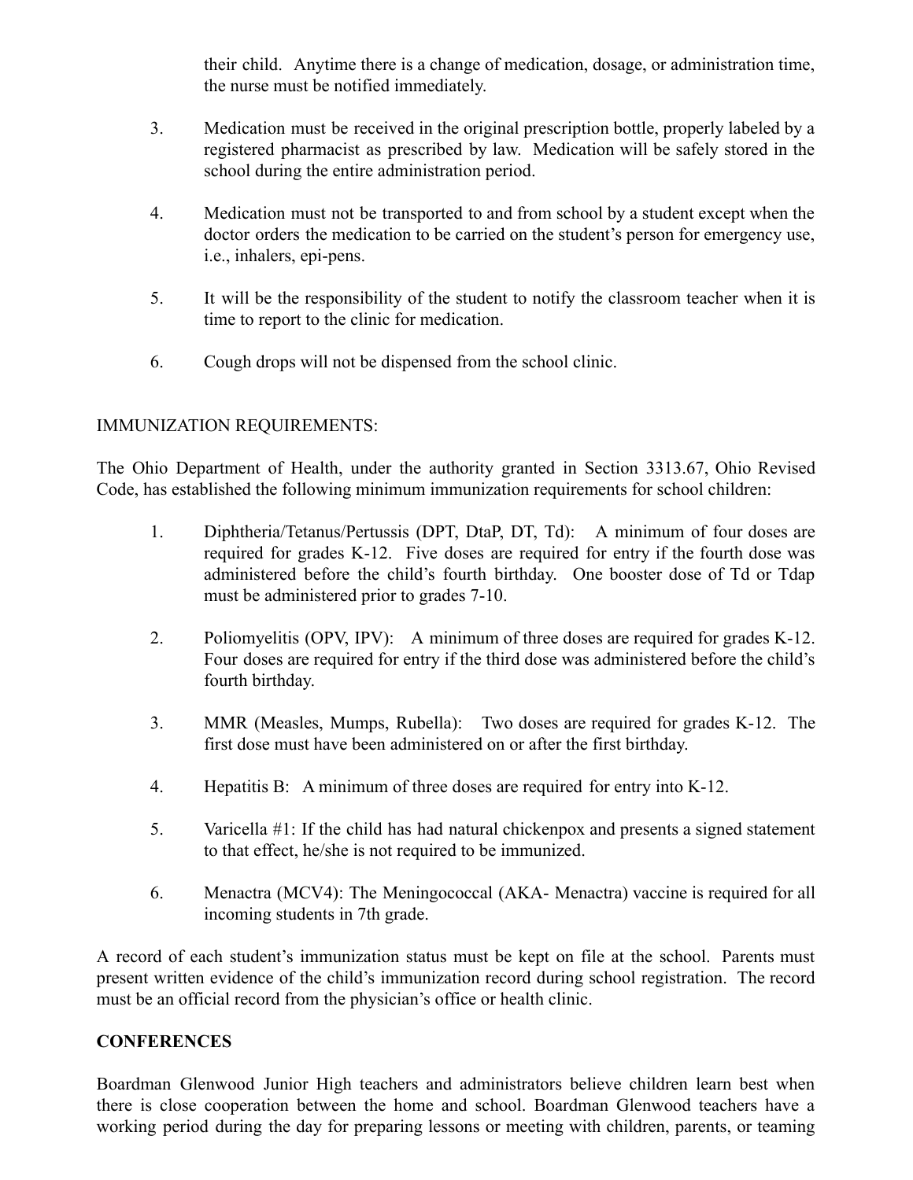their child. Anytime there is a change of medication, dosage, or administration time, the nurse must be notified immediately.

3. Medication must be received in the original prescription bottle, properly labeled by a registered pharmacist as prescribed by law. Medication will be safely stored in the school during the entire administration period.

4. Medication must not be transported to and from school by a student except when the doctor orders the medication to be carried on the student's person for emergency use, i.e., inhalers, epi-pens.

5. It will be the responsibility of the student to notify the classroom teacher when it is time to report to the clinic for medication.

6. Cough drops will not be dispensed from the school clinic.

IMMUNIZATION REQUIREMENTS:

The Ohio Department of Health, under the authority granted in Section 3313.67, Ohio Revised Code, has established the following minimum immunization requirements for school children:

1. Diphtheria/Tetanus/Pertussis (DPT, DtaP, DT, Td): A minimum of four doses are required for grades K-12. Five doses are required for entry if the fourth dose was administered before the child's fourth birthday. One booster dose of Td or Tdap must be administered prior to grades 7-10.

2. Poliomyelitis (OPV, IPV): A minimum of three doses are required for grades K-12. Four doses are required for entry if the third dose was administered before the child's fourth birthday.

3. MMR (Measles, Mumps, Rubella): Two doses are required for grades K-12. The first dose must have been administered on or after the first birthday.

4. Hepatitis B: A minimum of three doses are required for entry into K-12.

5. Varicella #1: If the child has had natural chickenpox and presents a signed statement to that effect, he/she is not required to be immunized.

6. Menactra (MCV4): The Meningococcal (AKA- Menactra) vaccine is required for all incoming students in 7th grade.

A record of each student's immunization status must be kept on file at the school. Parents must present written evidence of the child's immunization record during school registration. The record must be an official record from the physician's office or health clinic.

**CONFERENCES**

Boardman Glenwood Junior High teachers and administrators believe children learn best when there is close cooperation between the home and school. Boardman Glenwood teachers have a working period during the day for preparing lessons or meeting with children, parents, or teaming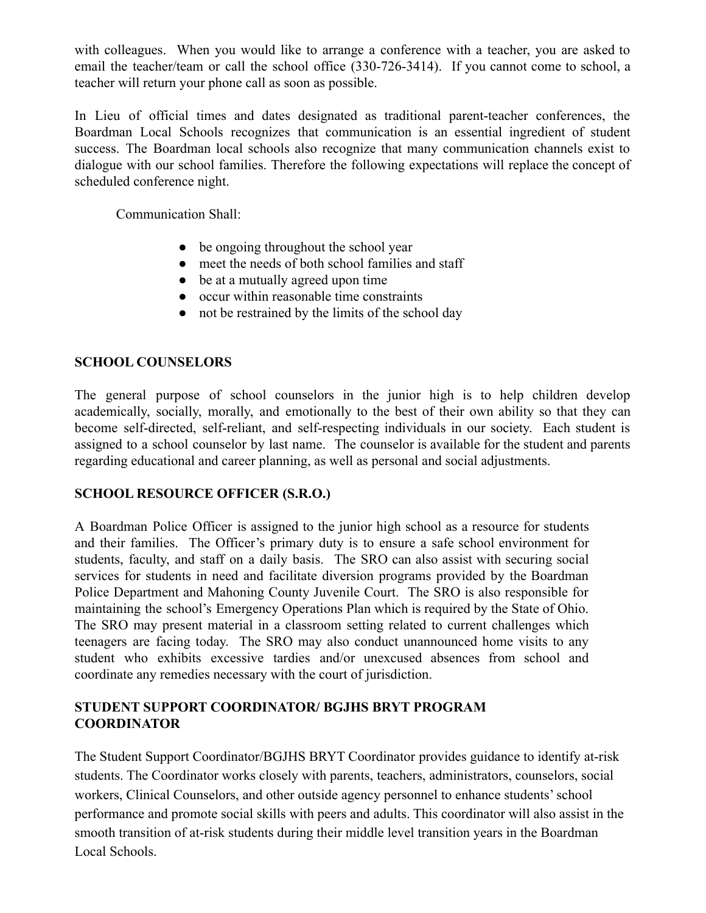with colleagues. When you would like to arrange a conference with a teacher, you are asked to email the teacher/team or call the school office (330-726-3414). If you cannot come to school, a teacher will return your phone call as soon as possible.

In Lieu of official times and dates designated as traditional parent-teacher conferences, the Boardman Local Schools recognizes that communication is an essential ingredient of student success. The Boardman local schools also recognize that many communication channels exist to dialogue with our school families. Therefore the following expectations will replace the concept of scheduled conference night.

Communication Shall:

- be ongoing throughout the school year
- meet the needs of both school families and staff
- be at a mutually agreed upon time
- occur within reasonable time constraints
- not be restrained by the limits of the school day

**SCHOOL COUNSELORS**

The general purpose of school counselors in the junior high is to help children develop academically, socially, morally, and emotionally to the best of their own ability so that they can become self-directed, self-reliant, and self-respecting individuals in our society. Each student is assigned to a school counselor by last name. The counselor is available for the student and parents regarding educational and career planning, as well as personal and social adjustments.

**SCHOOL RESOURCE OFFICER (S.R.O.)**

A Boardman Police Officer is assigned to the junior high school as a resource for students and their families. The Officer's primary duty is to ensure a safe school environment for students, faculty, and staff on a daily basis. The SRO can also assist with securing social services for students in need and facilitate diversion programs provided by the Boardman Police Department and Mahoning County Juvenile Court. The SRO is also responsible for maintaining the school's Emergency Operations Plan which is required by the State of Ohio. The SRO may present material in a classroom setting related to current challenges which teenagers are facing today. The SRO may also conduct unannounced home visits to any student who exhibits excessive tardies and/or unexcused absences from school and coordinate any remedies necessary with the court of jurisdiction.

**STUDENT SUPPORT COORDINATOR/ BGJHS BRYT PROGRAM COORDINATOR**

The Student Support Coordinator/BGJHS BRYT Coordinator provides guidance to identify at-risk students. The Coordinator works closely with parents, teachers, administrators, counselors, social workers, Clinical Counselors, and other outside agency personnel to enhance students' school performance and promote social skills with peers and adults. This coordinator will also assist in the smooth transition of at-risk students during their middle level transition years in the Boardman Local Schools.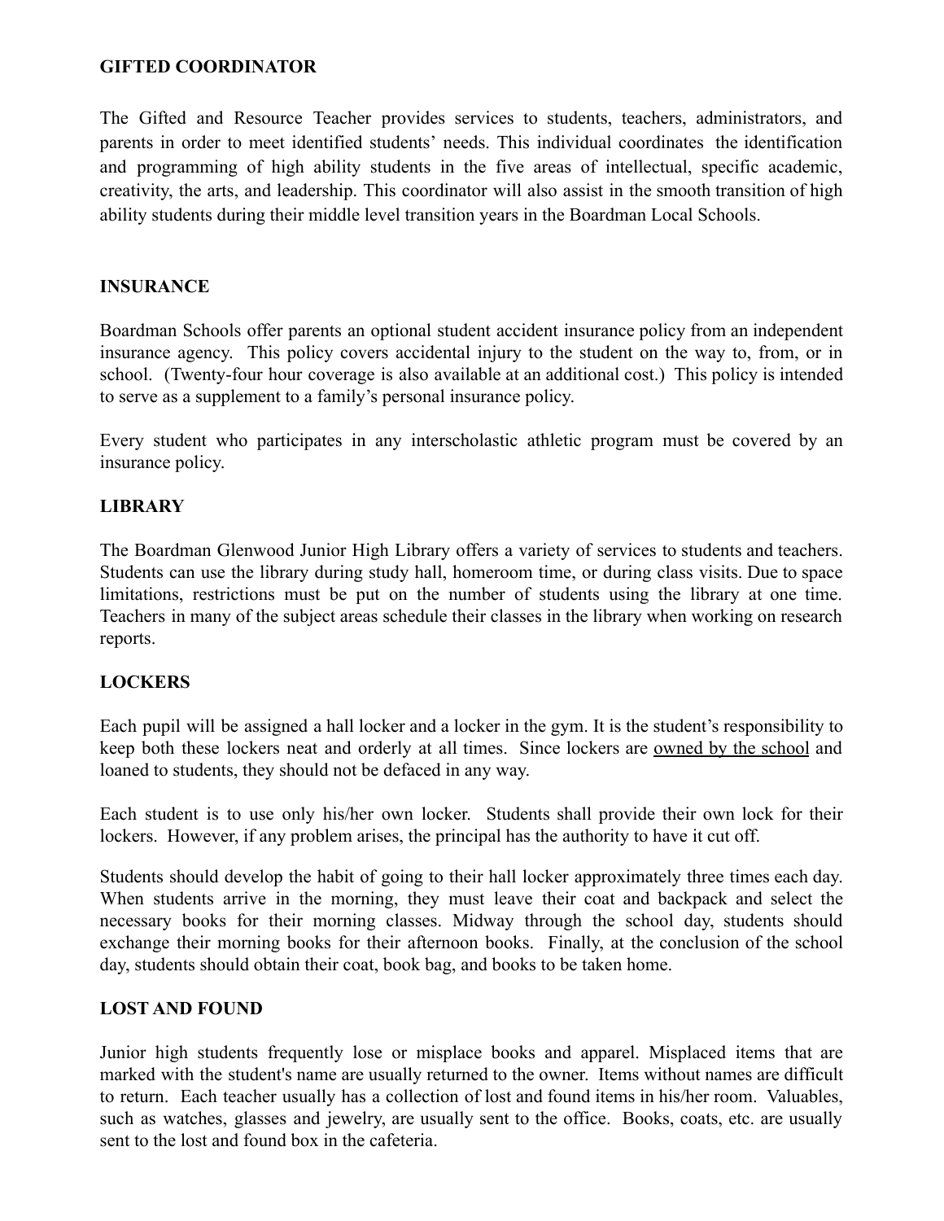**GIFTED COORDINATOR**

The Gifted and Resource Teacher provides services to students, teachers, administrators, and parents in order to meet identified students' needs. This individual coordinates the identification and programming of high ability students in the five areas of intellectual, specific academic, creativity, the arts, and leadership. This coordinator will also assist in the smooth transition of high ability students during their middle level transition years in the Boardman Local Schools.

**INSURANCE**

Boardman Schools offer parents an optional student accident insurance policy from an independent insurance agency. This policy covers accidental injury to the student on the way to, from, or in school. (Twenty-four hour coverage is also available at an additional cost.) This policy is intended to serve as a supplement to a family's personal insurance policy.

Every student who participates in any interscholastic athletic program must be covered by an insurance policy.

**LIBRARY**

The Boardman Glenwood Junior High Library offers a variety of services to students and teachers. Students can use the library during study hall, homeroom time, or during class visits. Due to space limitations, restrictions must be put on the number of students using the library at one time. Teachers in many of the subject areas schedule their classes in the library when working on research reports.

**LOCKERS**

Each pupil will be assigned a hall locker and a locker in the gym. It is the student's responsibility to keep both these lockers neat and orderly at all times. Since lockers are <u>owned by the school</u> and loaned to students, they should not be defaced in any way.

Each student is to use only his/her own locker. Students shall provide their own lock for their lockers. However, if any problem arises, the principal has the authority to have it cut off.

Students should develop the habit of going to their hall locker approximately three times each day. When students arrive in the morning, they must leave their coat and backpack and select the necessary books for their morning classes. Midway through the school day, students should exchange their morning books for their afternoon books. Finally, at the conclusion of the school day, students should obtain their coat, book bag, and books to be taken home.

**LOST AND FOUND**

Junior high students frequently lose or misplace books and apparel. Misplaced items that are marked with the student's name are usually returned to the owner. Items without names are difficult to return. Each teacher usually has a collection of lost and found items in his/her room. Valuables, such as watches, glasses and jewelry, are usually sent to the office. Books, coats, etc. are usually sent to the lost and found box in the cafeteria.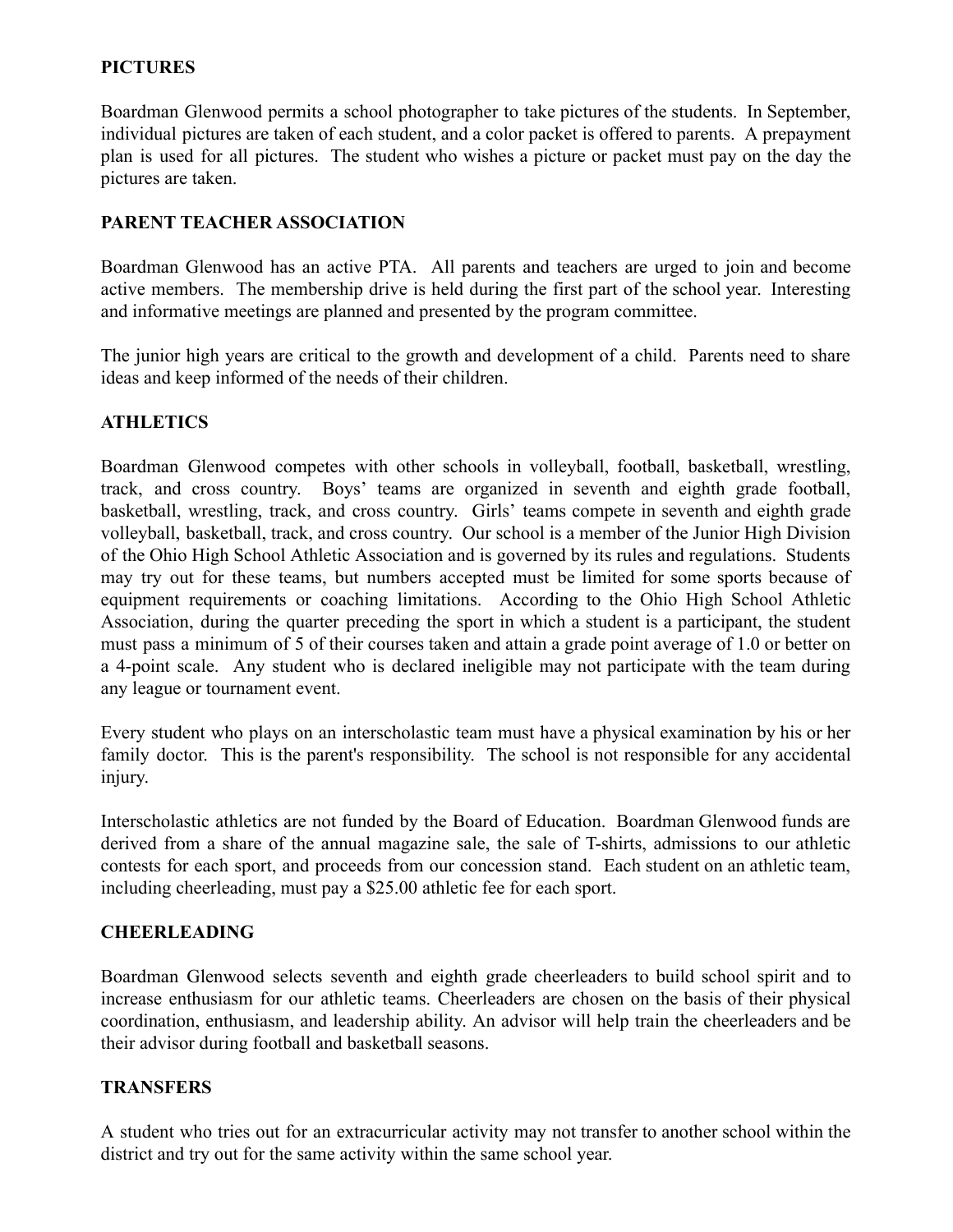## PICTURES

Boardman Glenwood permits a school photographer to take pictures of the students. In September, individual pictures are taken of each student, and a color packet is offered to parents. A prepayment plan is used for all pictures. The student who wishes a picture or packet must pay on the day the pictures are taken.

## PARENT TEACHER ASSOCIATION

Boardman Glenwood has an active PTA. All parents and teachers are urged to join and become active members. The membership drive is held during the first part of the school year. Interesting and informative meetings are planned and presented by the program committee.

The junior high years are critical to the growth and development of a child. Parents need to share ideas and keep informed of the needs of their children.

## ATHLETICS

Boardman Glenwood competes with other schools in volleyball, football, basketball, wrestling, track, and cross country. Boys' teams are organized in seventh and eighth grade football, basketball, wrestling, track, and cross country. Girls' teams compete in seventh and eighth grade volleyball, basketball, track, and cross country. Our school is a member of the Junior High Division of the Ohio High School Athletic Association and is governed by its rules and regulations. Students may try out for these teams, but numbers accepted must be limited for some sports because of equipment requirements or coaching limitations. According to the Ohio High School Athletic Association, during the quarter preceding the sport in which a student is a participant, the student must pass a minimum of 5 of their courses taken and attain a grade point average of 1.0 or better on a 4-point scale. Any student who is declared ineligible may not participate with the team during any league or tournament event.

Every student who plays on an interscholastic team must have a physical examination by his or her family doctor. This is the parent's responsibility. The school is not responsible for any accidental injury.

Interscholastic athletics are not funded by the Board of Education. Boardman Glenwood funds are derived from a share of the annual magazine sale, the sale of T-shirts, admissions to our athletic contests for each sport, and proceeds from our concession stand. Each student on an athletic team, including cheerleading, must pay a $25.00 athletic fee for each sport.

## CHEERLEADING

Boardman Glenwood selects seventh and eighth grade cheerleaders to build school spirit and to increase enthusiasm for our athletic teams. Cheerleaders are chosen on the basis of their physical coordination, enthusiasm, and leadership ability. An advisor will help train the cheerleaders and be their advisor during football and basketball seasons.

## TRANSFERS

A student who tries out for an extracurricular activity may not transfer to another school within the district and try out for the same activity within the same school year.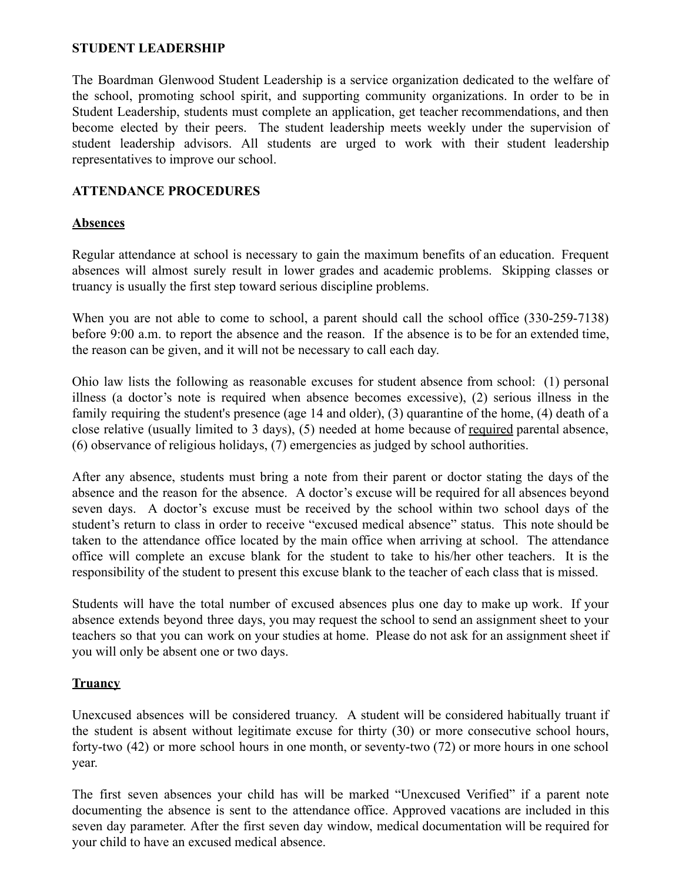## STUDENT LEADERSHIP

The Boardman Glenwood Student Leadership is a service organization dedicated to the welfare of the school, promoting school spirit, and supporting community organizations. In order to be in Student Leadership, students must complete an application, get teacher recommendations, and then become elected by their peers. The student leadership meets weekly under the supervision of student leadership advisors. All students are urged to work with their student leadership representatives to improve our school.

## ATTENDANCE PROCEDURES

### Absences

Regular attendance at school is necessary to gain the maximum benefits of an education. Frequent absences will almost surely result in lower grades and academic problems. Skipping classes or truancy is usually the first step toward serious discipline problems.

When you are not able to come to school, a parent should call the school office (330-259-7138) before 9:00 a.m. to report the absence and the reason. If the absence is to be for an extended time, the reason can be given, and it will not be necessary to call each day.

Ohio law lists the following as reasonable excuses for student absence from school: (1) personal illness (a doctor's note is required when absence becomes excessive), (2) serious illness in the family requiring the student's presence (age 14 and older), (3) quarantine of the home, (4) death of a close relative (usually limited to 3 days), (5) needed at home because of required parental absence, (6) observance of religious holidays, (7) emergencies as judged by school authorities.

After any absence, students must bring a note from their parent or doctor stating the days of the absence and the reason for the absence. A doctor's excuse will be required for all absences beyond seven days. A doctor's excuse must be received by the school within two school days of the student's return to class in order to receive "excused medical absence" status. This note should be taken to the attendance office located by the main office when arriving at school. The attendance office will complete an excuse blank for the student to take to his/her other teachers. It is the responsibility of the student to present this excuse blank to the teacher of each class that is missed.

Students will have the total number of excused absences plus one day to make up work. If your absence extends beyond three days, you may request the school to send an assignment sheet to your teachers so that you can work on your studies at home. Please do not ask for an assignment sheet if you will only be absent one or two days.

### Truancy

Unexcused absences will be considered truancy. A student will be considered habitually truant if the student is absent without legitimate excuse for thirty (30) or more consecutive school hours, forty-two (42) or more school hours in one month, or seventy-two (72) or more hours in one school year.

The first seven absences your child has will be marked "Unexcused Verified" if a parent note documenting the absence is sent to the attendance office. Approved vacations are included in this seven day parameter. After the first seven day window, medical documentation will be required for your child to have an excused medical absence.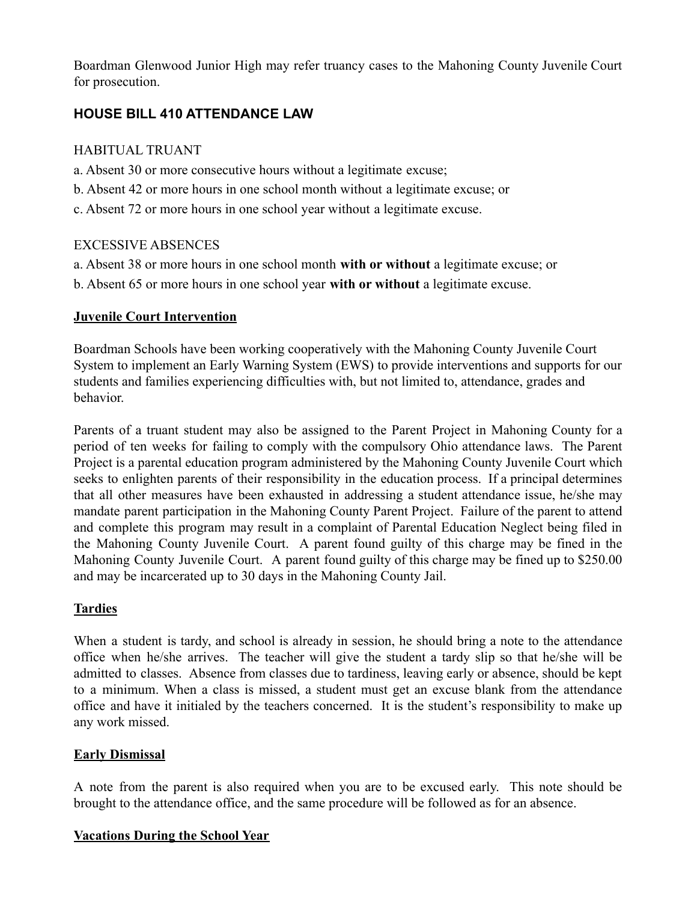Boardman Glenwood Junior High may refer truancy cases to the Mahoning County Juvenile Court for prosecution.

## HOUSE BILL 410 ATTENDANCE LAW

HABITUAL TRUANT

a. Absent 30 or more consecutive hours without a legitimate excuse;

b. Absent 42 or more hours in one school month without a legitimate excuse; or

c. Absent 72 or more hours in one school year without a legitimate excuse.

EXCESSIVE ABSENCES

a. Absent 38 or more hours in one school month **with or without** a legitimate excuse; or

b. Absent 65 or more hours in one school year **with or without** a legitimate excuse.

### Juvenile Court Intervention

Boardman Schools have been working cooperatively with the Mahoning County Juvenile Court System to implement an Early Warning System (EWS) to provide interventions and supports for our students and families experiencing difficulties with, but not limited to, attendance, grades and behavior.

Parents of a truant student may also be assigned to the Parent Project in Mahoning County for a period of ten weeks for failing to comply with the compulsory Ohio attendance laws. The Parent Project is a parental education program administered by the Mahoning County Juvenile Court which seeks to enlighten parents of their responsibility in the education process. If a principal determines that all other measures have been exhausted in addressing a student attendance issue, he/she may mandate parent participation in the Mahoning County Parent Project. Failure of the parent to attend and complete this program may result in a complaint of Parental Education Neglect being filed in the Mahoning County Juvenile Court. A parent found guilty of this charge may be fined in the Mahoning County Juvenile Court. A parent found guilty of this charge may be fined up to $250.00 and may be incarcerated up to 30 days in the Mahoning County Jail.

### Tardies

When a student is tardy, and school is already in session, he should bring a note to the attendance office when he/she arrives. The teacher will give the student a tardy slip so that he/she will be admitted to classes. Absence from classes due to tardiness, leaving early or absence, should be kept to a minimum. When a class is missed, a student must get an excuse blank from the attendance office and have it initialed by the teachers concerned. It is the student's responsibility to make up any work missed.

### Early Dismissal

A note from the parent is also required when you are to be excused early. This note should be brought to the attendance office, and the same procedure will be followed as for an absence.

### Vacations During the School Year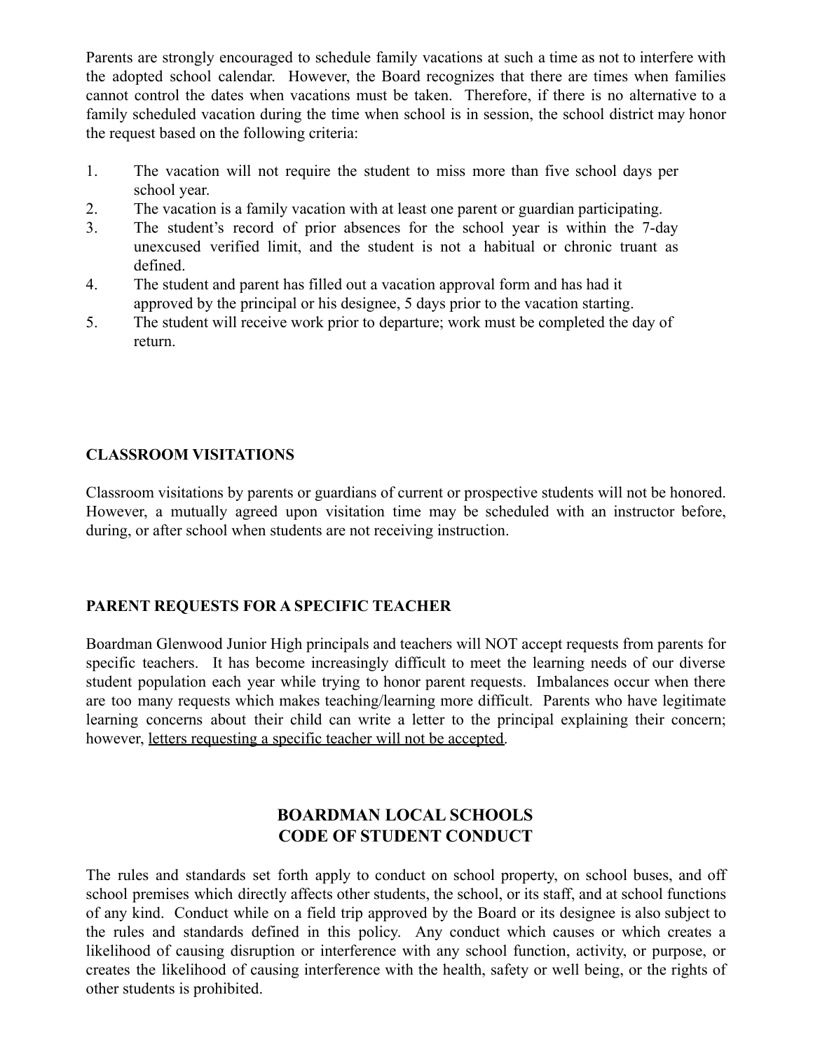Parents are strongly encouraged to schedule family vacations at such a time as not to interfere with the adopted school calendar. However, the Board recognizes that there are times when families cannot control the dates when vacations must be taken. Therefore, if there is no alternative to a family scheduled vacation during the time when school is in session, the school district may honor the request based on the following criteria:

1. The vacation will not require the student to miss more than five school days per school year.
2. The vacation is a family vacation with at least one parent or guardian participating.
3. The student's record of prior absences for the school year is within the 7-day unexcused verified limit, and the student is not a habitual or chronic truant as defined.
4. The student and parent has filled out a vacation approval form and has had it approved by the principal or his designee, 5 days prior to the vacation starting.
5. The student will receive work prior to departure; work must be completed the day of return.

## CLASSROOM VISITATIONS

Classroom visitations by parents or guardians of current or prospective students will not be honored. However, a mutually agreed upon visitation time may be scheduled with an instructor before, during, or after school when students are not receiving instruction.

## PARENT REQUESTS FOR A SPECIFIC TEACHER

Boardman Glenwood Junior High principals and teachers will NOT accept requests from parents for specific teachers. It has become increasingly difficult to meet the learning needs of our diverse student population each year while trying to honor parent requests. Imbalances occur when there are too many requests which makes teaching/learning more difficult. Parents who have legitimate learning concerns about their child can write a letter to the principal explaining their concern; however, <u>letters requesting a specific teacher will not be accepted</u>.

# BOARDMAN LOCAL SCHOOLS
# CODE OF STUDENT CONDUCT

The rules and standards set forth apply to conduct on school property, on school buses, and off school premises which directly affects other students, the school, or its staff, and at school functions of any kind. Conduct while on a field trip approved by the Board or its designee is also subject to the rules and standards defined in this policy. Any conduct which causes or which creates a likelihood of causing disruption or interference with any school function, activity, or purpose, or creates the likelihood of causing interference with the health, safety or well being, or the rights of other students is prohibited.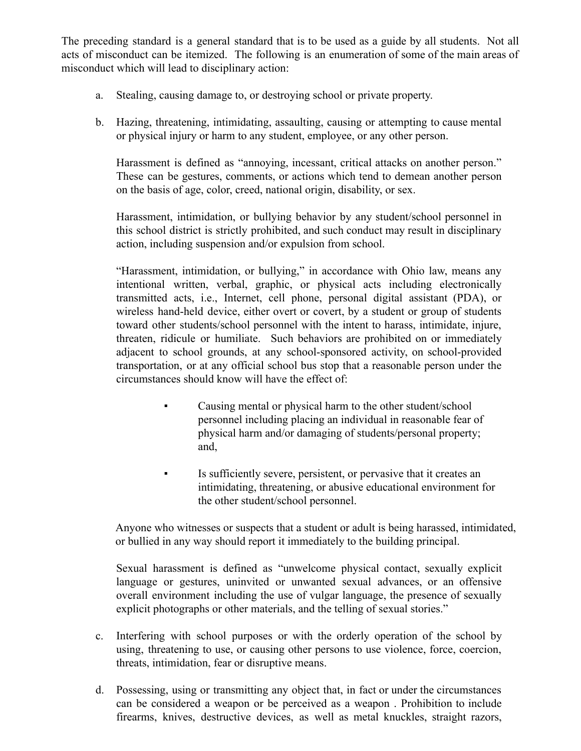The preceding standard is a general standard that is to be used as a guide by all students. Not all acts of misconduct can be itemized. The following is an enumeration of some of the main areas of misconduct which will lead to disciplinary action:

a. Stealing, causing damage to, or destroying school or private property.

b. Hazing, threatening, intimidating, assaulting, causing or attempting to cause mental or physical injury or harm to any student, employee, or any other person.

   Harassment is defined as "annoying, incessant, critical attacks on another person." These can be gestures, comments, or actions which tend to demean another person on the basis of age, color, creed, national origin, disability, or sex.

   Harassment, intimidation, or bullying behavior by any student/school personnel in this school district is strictly prohibited, and such conduct may result in disciplinary action, including suspension and/or expulsion from school.

   "Harassment, intimidation, or bullying," in accordance with Ohio law, means any intentional written, verbal, graphic, or physical acts including electronically transmitted acts, i.e., Internet, cell phone, personal digital assistant (PDA), or wireless hand-held device, either overt or covert, by a student or group of students toward other students/school personnel with the intent to harass, intimidate, injure, threaten, ridicule or humiliate. Such behaviors are prohibited on or immediately adjacent to school grounds, at any school-sponsored activity, on school-provided transportation, or at any official school bus stop that a reasonable person under the circumstances should know will have the effect of:

   - Causing mental or physical harm to the other student/school personnel including placing an individual in reasonable fear of physical harm and/or damaging of students/personal property; and,

   - Is sufficiently severe, persistent, or pervasive that it creates an intimidating, threatening, or abusive educational environment for the other student/school personnel.

   Anyone who witnesses or suspects that a student or adult is being harassed, intimidated, or bullied in any way should report it immediately to the building principal.

   Sexual harassment is defined as "unwelcome physical contact, sexually explicit language or gestures, uninvited or unwanted sexual advances, or an offensive overall environment including the use of vulgar language, the presence of sexually explicit photographs or other materials, and the telling of sexual stories."

c. Interfering with school purposes or with the orderly operation of the school by using, threatening to use, or causing other persons to use violence, force, coercion, threats, intimidation, fear or disruptive means.

d. Possessing, using or transmitting any object that, in fact or under the circumstances can be considered a weapon or be perceived as a weapon . Prohibition to include firearms, knives, destructive devices, as well as metal knuckles, straight razors,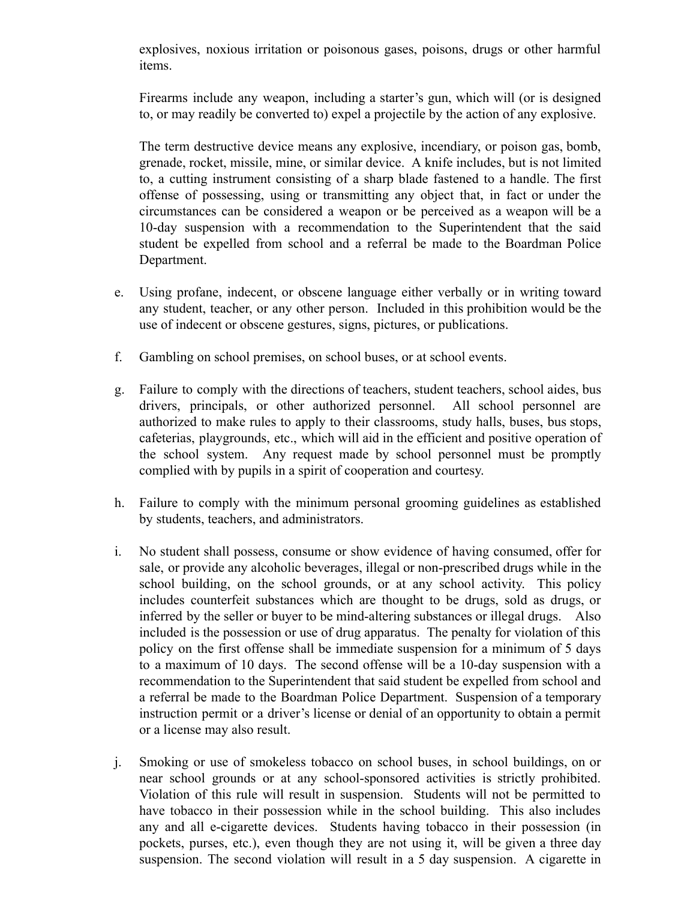explosives, noxious irritation or poisonous gases, poisons, drugs or other harmful items.

Firearms include any weapon, including a starter's gun, which will (or is designed to, or may readily be converted to) expel a projectile by the action of any explosive.

The term destructive device means any explosive, incendiary, or poison gas, bomb, grenade, rocket, missile, mine, or similar device. A knife includes, but is not limited to, a cutting instrument consisting of a sharp blade fastened to a handle. The first offense of possessing, using or transmitting any object that, in fact or under the circumstances can be considered a weapon or be perceived as a weapon will be a 10-day suspension with a recommendation to the Superintendent that the said student be expelled from school and a referral be made to the Boardman Police Department.

e. Using profane, indecent, or obscene language either verbally or in writing toward any student, teacher, or any other person. Included in this prohibition would be the use of indecent or obscene gestures, signs, pictures, or publications.

f. Gambling on school premises, on school buses, or at school events.

g. Failure to comply with the directions of teachers, student teachers, school aides, bus drivers, principals, or other authorized personnel. All school personnel are authorized to make rules to apply to their classrooms, study halls, buses, bus stops, cafeterias, playgrounds, etc., which will aid in the efficient and positive operation of the school system. Any request made by school personnel must be promptly complied with by pupils in a spirit of cooperation and courtesy.

h. Failure to comply with the minimum personal grooming guidelines as established by students, teachers, and administrators.

i. No student shall possess, consume or show evidence of having consumed, offer for sale, or provide any alcoholic beverages, illegal or non-prescribed drugs while in the school building, on the school grounds, or at any school activity. This policy includes counterfeit substances which are thought to be drugs, sold as drugs, or inferred by the seller or buyer to be mind-altering substances or illegal drugs. Also included is the possession or use of drug apparatus. The penalty for violation of this policy on the first offense shall be immediate suspension for a minimum of 5 days to a maximum of 10 days. The second offense will be a 10-day suspension with a recommendation to the Superintendent that said student be expelled from school and a referral be made to the Boardman Police Department. Suspension of a temporary instruction permit or a driver's license or denial of an opportunity to obtain a permit or a license may also result.

j. Smoking or use of smokeless tobacco on school buses, in school buildings, on or near school grounds or at any school-sponsored activities is strictly prohibited. Violation of this rule will result in suspension. Students will not be permitted to have tobacco in their possession while in the school building. This also includes any and all e-cigarette devices. Students having tobacco in their possession (in pockets, purses, etc.), even though they are not using it, will be given a three day suspension. The second violation will result in a 5 day suspension. A cigarette in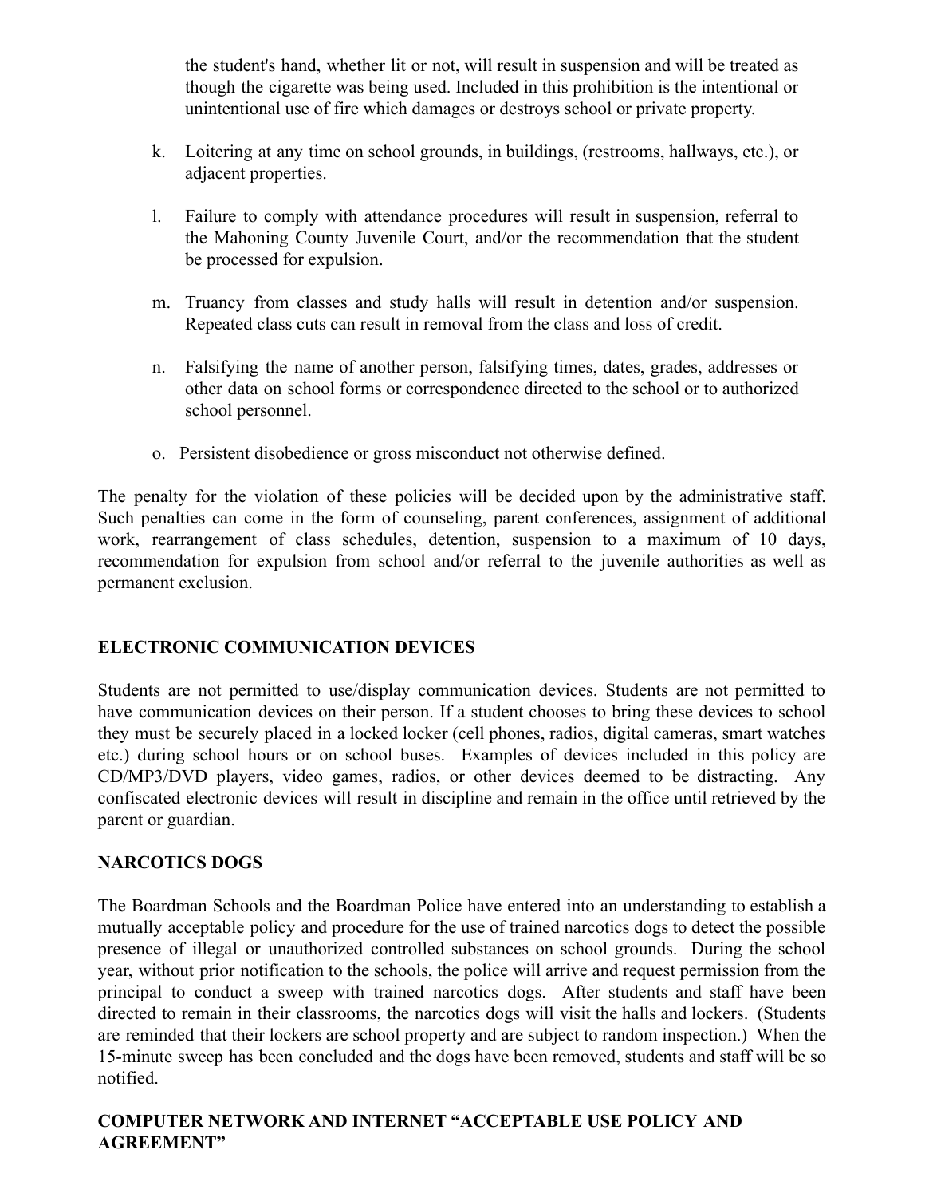the student's hand, whether lit or not, will result in suspension and will be treated as though the cigarette was being used. Included in this prohibition is the intentional or unintentional use of fire which damages or destroys school or private property.

k. Loitering at any time on school grounds, in buildings, (restrooms, hallways, etc.), or adjacent properties.

l. Failure to comply with attendance procedures will result in suspension, referral to the Mahoning County Juvenile Court, and/or the recommendation that the student be processed for expulsion.

m. Truancy from classes and study halls will result in detention and/or suspension. Repeated class cuts can result in removal from the class and loss of credit.

n. Falsifying the name of another person, falsifying times, dates, grades, addresses or other data on school forms or correspondence directed to the school or to authorized school personnel.

o. Persistent disobedience or gross misconduct not otherwise defined.

The penalty for the violation of these policies will be decided upon by the administrative staff. Such penalties can come in the form of counseling, parent conferences, assignment of additional work, rearrangement of class schedules, detention, suspension to a maximum of 10 days, recommendation for expulsion from school and/or referral to the juvenile authorities as well as permanent exclusion.

## ELECTRONIC COMMUNICATION DEVICES

Students are not permitted to use/display communication devices. Students are not permitted to have communication devices on their person. If a student chooses to bring these devices to school they must be securely placed in a locked locker (cell phones, radios, digital cameras, smart watches etc.) during school hours or on school buses. Examples of devices included in this policy are CD/MP3/DVD players, video games, radios, or other devices deemed to be distracting. Any confiscated electronic devices will result in discipline and remain in the office until retrieved by the parent or guardian.

## NARCOTICS DOGS

The Boardman Schools and the Boardman Police have entered into an understanding to establish a mutually acceptable policy and procedure for the use of trained narcotics dogs to detect the possible presence of illegal or unauthorized controlled substances on school grounds. During the school year, without prior notification to the schools, the police will arrive and request permission from the principal to conduct a sweep with trained narcotics dogs. After students and staff have been directed to remain in their classrooms, the narcotics dogs will visit the halls and lockers. (Students are reminded that their lockers are school property and are subject to random inspection.) When the 15-minute sweep has been concluded and the dogs have been removed, students and staff will be so notified.

## COMPUTER NETWORK AND INTERNET "ACCEPTABLE USE POLICY AND AGREEMENT"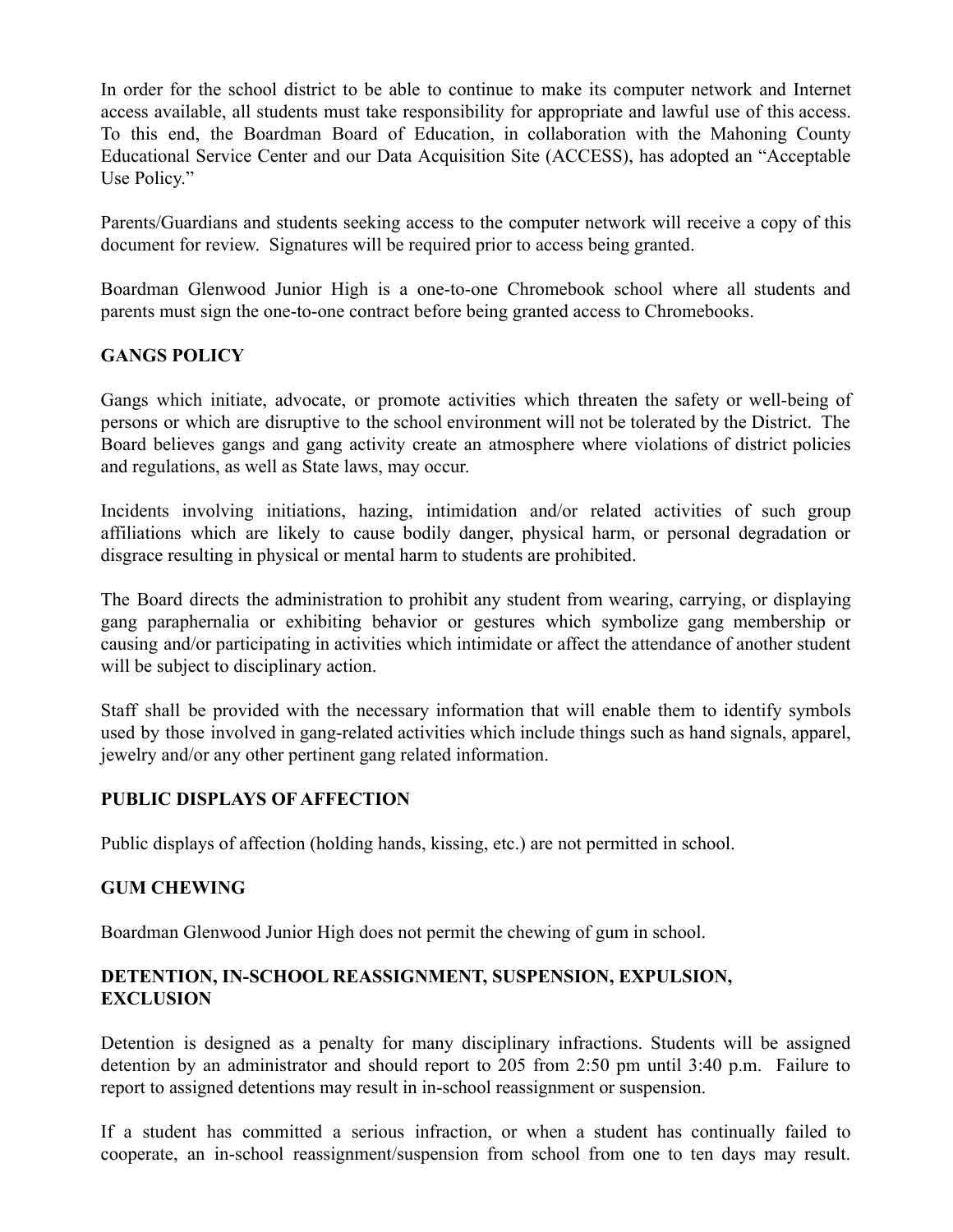In order for the school district to be able to continue to make its computer network and Internet access available, all students must take responsibility for appropriate and lawful use of this access. To this end, the Boardman Board of Education, in collaboration with the Mahoning County Educational Service Center and our Data Acquisition Site (ACCESS), has adopted an "Acceptable Use Policy."

Parents/Guardians and students seeking access to the computer network will receive a copy of this document for review. Signatures will be required prior to access being granted.

Boardman Glenwood Junior High is a one-to-one Chromebook school where all students and parents must sign the one-to-one contract before being granted access to Chromebooks.

**GANGS POLICY**

Gangs which initiate, advocate, or promote activities which threaten the safety or well-being of persons or which are disruptive to the school environment will not be tolerated by the District. The Board believes gangs and gang activity create an atmosphere where violations of district policies and regulations, as well as State laws, may occur.

Incidents involving initiations, hazing, intimidation and/or related activities of such group affiliations which are likely to cause bodily danger, physical harm, or personal degradation or disgrace resulting in physical or mental harm to students are prohibited.

The Board directs the administration to prohibit any student from wearing, carrying, or displaying gang paraphernalia or exhibiting behavior or gestures which symbolize gang membership or causing and/or participating in activities which intimidate or affect the attendance of another student will be subject to disciplinary action.

Staff shall be provided with the necessary information that will enable them to identify symbols used by those involved in gang-related activities which include things such as hand signals, apparel, jewelry and/or any other pertinent gang related information.

**PUBLIC DISPLAYS OF AFFECTION**

Public displays of affection (holding hands, kissing, etc.) are not permitted in school.

**GUM CHEWING**

Boardman Glenwood Junior High does not permit the chewing of gum in school.

**DETENTION, IN-SCHOOL REASSIGNMENT, SUSPENSION, EXPULSION, EXCLUSION**

Detention is designed as a penalty for many disciplinary infractions. Students will be assigned detention by an administrator and should report to 205 from 2:50 pm until 3:40 p.m. Failure to report to assigned detentions may result in in-school reassignment or suspension.

If a student has committed a serious infraction, or when a student has continually failed to cooperate, an in-school reassignment/suspension from school from one to ten days may result.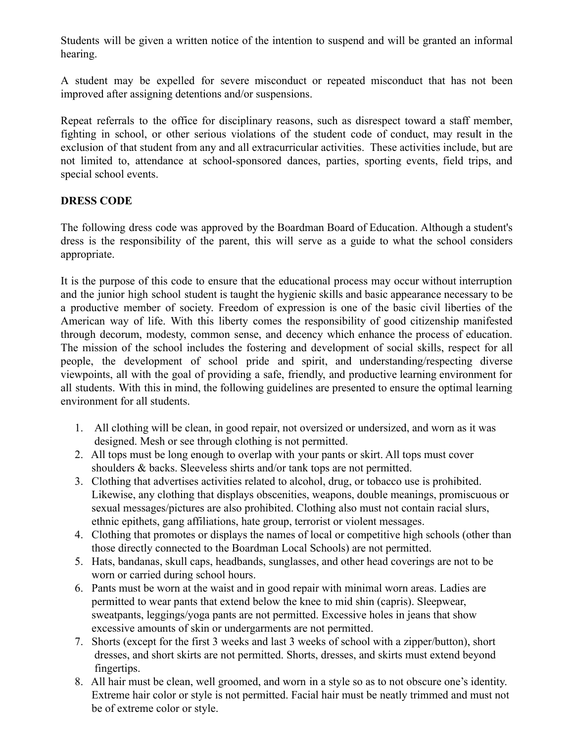Students will be given a written notice of the intention to suspend and will be granted an informal hearing.

A student may be expelled for severe misconduct or repeated misconduct that has not been improved after assigning detentions and/or suspensions.

Repeat referrals to the office for disciplinary reasons, such as disrespect toward a staff member, fighting in school, or other serious violations of the student code of conduct, may result in the exclusion of that student from any and all extracurricular activities. These activities include, but are not limited to, attendance at school-sponsored dances, parties, sporting events, field trips, and special school events.

**DRESS CODE**

The following dress code was approved by the Boardman Board of Education. Although a student's dress is the responsibility of the parent, this will serve as a guide to what the school considers appropriate.

It is the purpose of this code to ensure that the educational process may occur without interruption and the junior high school student is taught the hygienic skills and basic appearance necessary to be a productive member of society. Freedom of expression is one of the basic civil liberties of the American way of life. With this liberty comes the responsibility of good citizenship manifested through decorum, modesty, common sense, and decency which enhance the process of education. The mission of the school includes the fostering and development of social skills, respect for all people, the development of school pride and spirit, and understanding/respecting diverse viewpoints, all with the goal of providing a safe, friendly, and productive learning environment for all students. With this in mind, the following guidelines are presented to ensure the optimal learning environment for all students.

1. All clothing will be clean, in good repair, not oversized or undersized, and worn as it was designed. Mesh or see through clothing is not permitted.
2. All tops must be long enough to overlap with your pants or skirt. All tops must cover shoulders & backs. Sleeveless shirts and/or tank tops are not permitted.
3. Clothing that advertises activities related to alcohol, drug, or tobacco use is prohibited. Likewise, any clothing that displays obscenities, weapons, double meanings, promiscuous or sexual messages/pictures are also prohibited. Clothing also must not contain racial slurs, ethnic epithets, gang affiliations, hate group, terrorist or violent messages.
4. Clothing that promotes or displays the names of local or competitive high schools (other than those directly connected to the Boardman Local Schools) are not permitted.
5. Hats, bandanas, skull caps, headbands, sunglasses, and other head coverings are not to be worn or carried during school hours.
6. Pants must be worn at the waist and in good repair with minimal worn areas. Ladies are permitted to wear pants that extend below the knee to mid shin (capris). Sleepwear, sweatpants, leggings/yoga pants are not permitted. Excessive holes in jeans that show excessive amounts of skin or undergarments are not permitted.
7. Shorts (except for the first 3 weeks and last 3 weeks of school with a zipper/button), short dresses, and short skirts are not permitted. Shorts, dresses, and skirts must extend beyond fingertips.
8. All hair must be clean, well groomed, and worn in a style so as to not obscure one's identity. Extreme hair color or style is not permitted. Facial hair must be neatly trimmed and must not be of extreme color or style.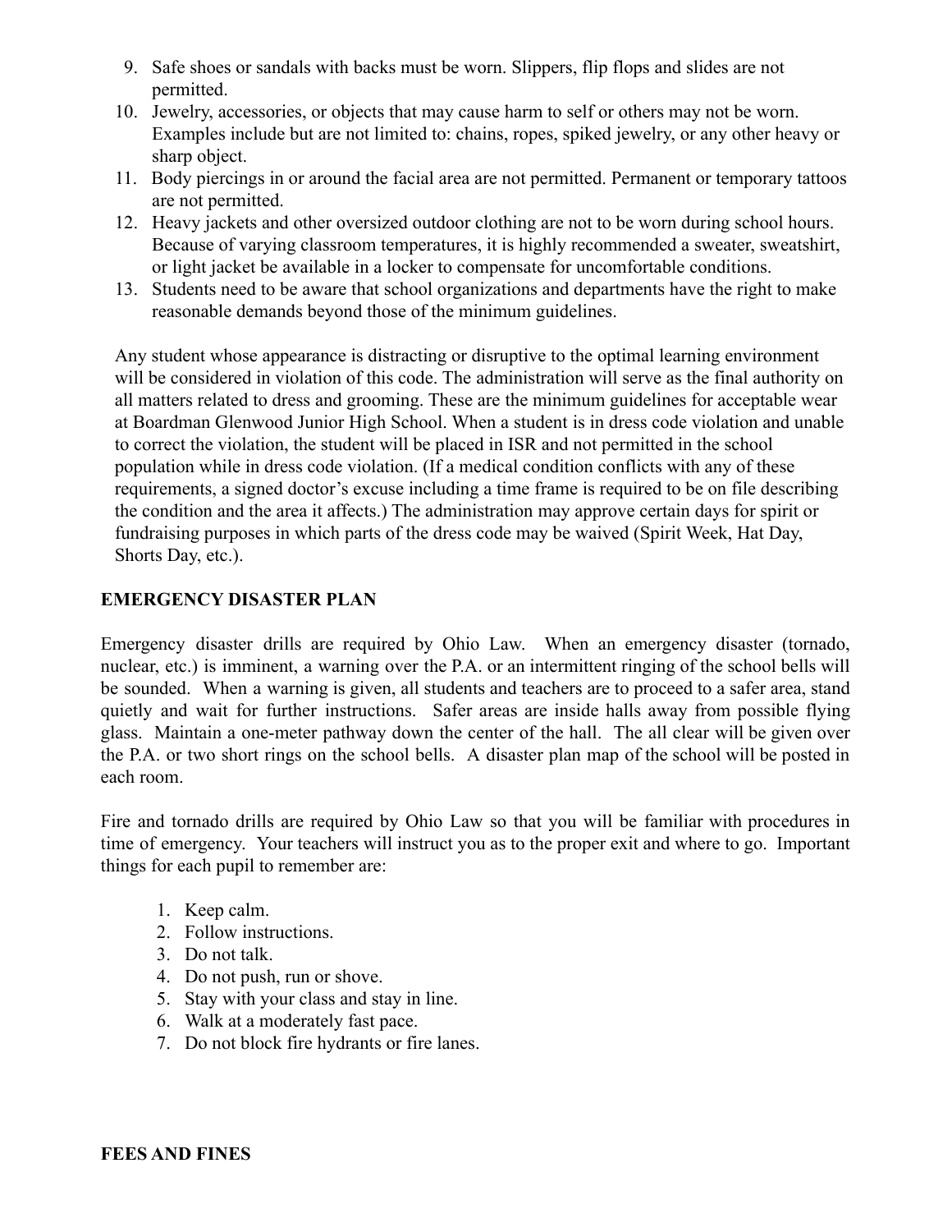9. Safe shoes or sandals with backs must be worn. Slippers, flip flops and slides are not permitted.
10. Jewelry, accessories, or objects that may cause harm to self or others may not be worn. Examples include but are not limited to: chains, ropes, spiked jewelry, or any other heavy or sharp object.
11. Body piercings in or around the facial area are not permitted. Permanent or temporary tattoos are not permitted.
12. Heavy jackets and other oversized outdoor clothing are not to be worn during school hours. Because of varying classroom temperatures, it is highly recommended a sweater, sweatshirt, or light jacket be available in a locker to compensate for uncomfortable conditions.
13. Students need to be aware that school organizations and departments have the right to make reasonable demands beyond those of the minimum guidelines.

Any student whose appearance is distracting or disruptive to the optimal learning environment will be considered in violation of this code. The administration will serve as the final authority on all matters related to dress and grooming. These are the minimum guidelines for acceptable wear at Boardman Glenwood Junior High School. When a student is in dress code violation and unable to correct the violation, the student will be placed in ISR and not permitted in the school population while in dress code violation. (If a medical condition conflicts with any of these requirements, a signed doctor's excuse including a time frame is required to be on file describing the condition and the area it affects.) The administration may approve certain days for spirit or fundraising purposes in which parts of the dress code may be waived (Spirit Week, Hat Day, Shorts Day, etc.).

**EMERGENCY DISASTER PLAN**

Emergency disaster drills are required by Ohio Law. When an emergency disaster (tornado, nuclear, etc.) is imminent, a warning over the P.A. or an intermittent ringing of the school bells will be sounded. When a warning is given, all students and teachers are to proceed to a safer area, stand quietly and wait for further instructions. Safer areas are inside halls away from possible flying glass. Maintain a one-meter pathway down the center of the hall. The all clear will be given over the P.A. or two short rings on the school bells. A disaster plan map of the school will be posted in each room.

Fire and tornado drills are required by Ohio Law so that you will be familiar with procedures in time of emergency. Your teachers will instruct you as to the proper exit and where to go. Important things for each pupil to remember are:

1. Keep calm.
2. Follow instructions.
3. Do not talk.
4. Do not push, run or shove.
5. Stay with your class and stay in line.
6. Walk at a moderately fast pace.
7. Do not block fire hydrants or fire lanes.

**FEES AND FINES**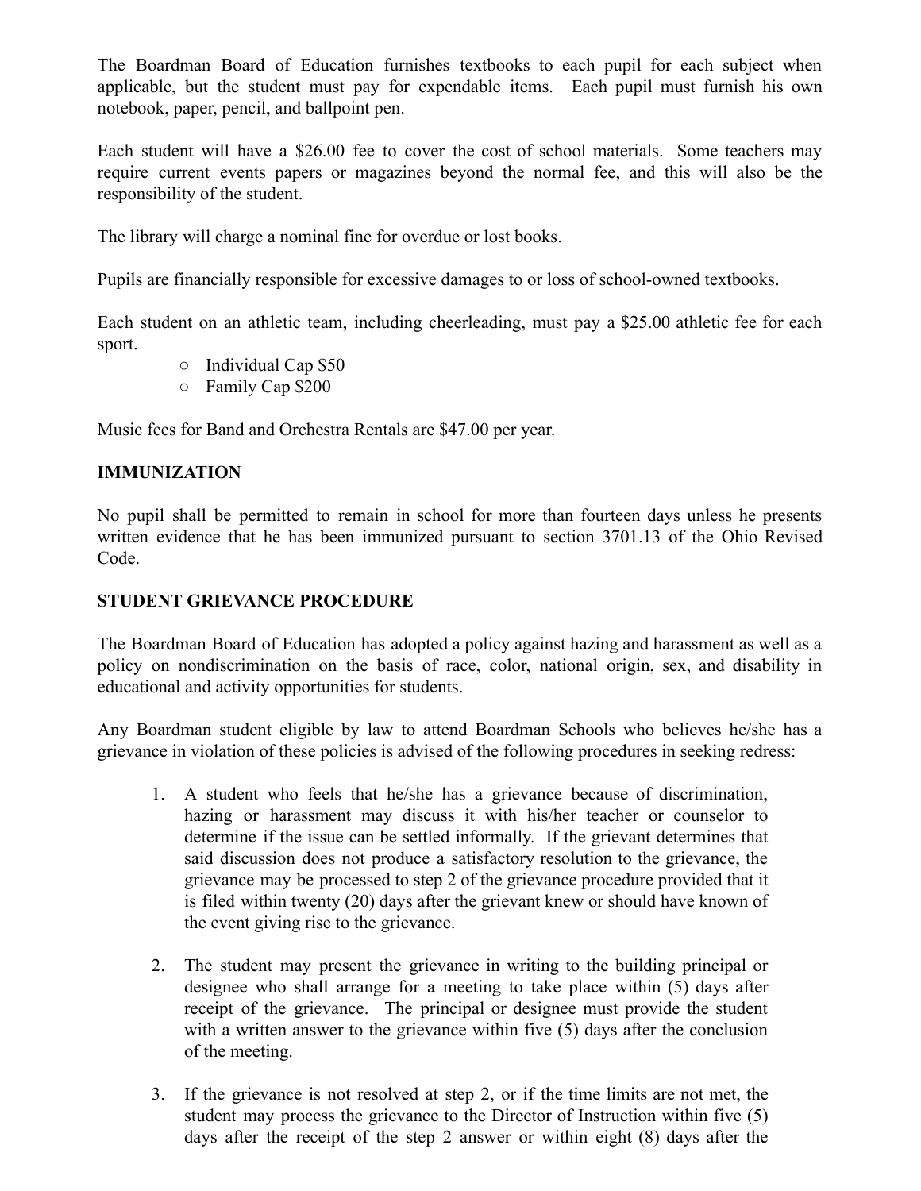The Boardman Board of Education furnishes textbooks to each pupil for each subject when applicable, but the student must pay for expendable items. Each pupil must furnish his own notebook, paper, pencil, and ballpoint pen.

Each student will have a $26.00 fee to cover the cost of school materials. Some teachers may require current events papers or magazines beyond the normal fee, and this will also be the responsibility of the student.

The library will charge a nominal fine for overdue or lost books.

Pupils are financially responsible for excessive damages to or loss of school-owned textbooks.

Each student on an athletic team, including cheerleading, must pay a $25.00 athletic fee for each sport.

- Individual Cap $50
- Family Cap $200

Music fees for Band and Orchestra Rentals are $47.00 per year.

**IMMUNIZATION**

No pupil shall be permitted to remain in school for more than fourteen days unless he presents written evidence that he has been immunized pursuant to section 3701.13 of the Ohio Revised Code.

**STUDENT GRIEVANCE PROCEDURE**

The Boardman Board of Education has adopted a policy against hazing and harassment as well as a policy on nondiscrimination on the basis of race, color, national origin, sex, and disability in educational and activity opportunities for students.

Any Boardman student eligible by law to attend Boardman Schools who believes he/she has a grievance in violation of these policies is advised of the following procedures in seeking redress:

1. A student who feels that he/she has a grievance because of discrimination, hazing or harassment may discuss it with his/her teacher or counselor to determine if the issue can be settled informally. If the grievant determines that said discussion does not produce a satisfactory resolution to the grievance, the grievance may be processed to step 2 of the grievance procedure provided that it is filed within twenty (20) days after the grievant knew or should have known of the event giving rise to the grievance.

2. The student may present the grievance in writing to the building principal or designee who shall arrange for a meeting to take place within (5) days after receipt of the grievance. The principal or designee must provide the student with a written answer to the grievance within five (5) days after the conclusion of the meeting.

3. If the grievance is not resolved at step 2, or if the time limits are not met, the student may process the grievance to the Director of Instruction within five (5) days after the receipt of the step 2 answer or within eight (8) days after the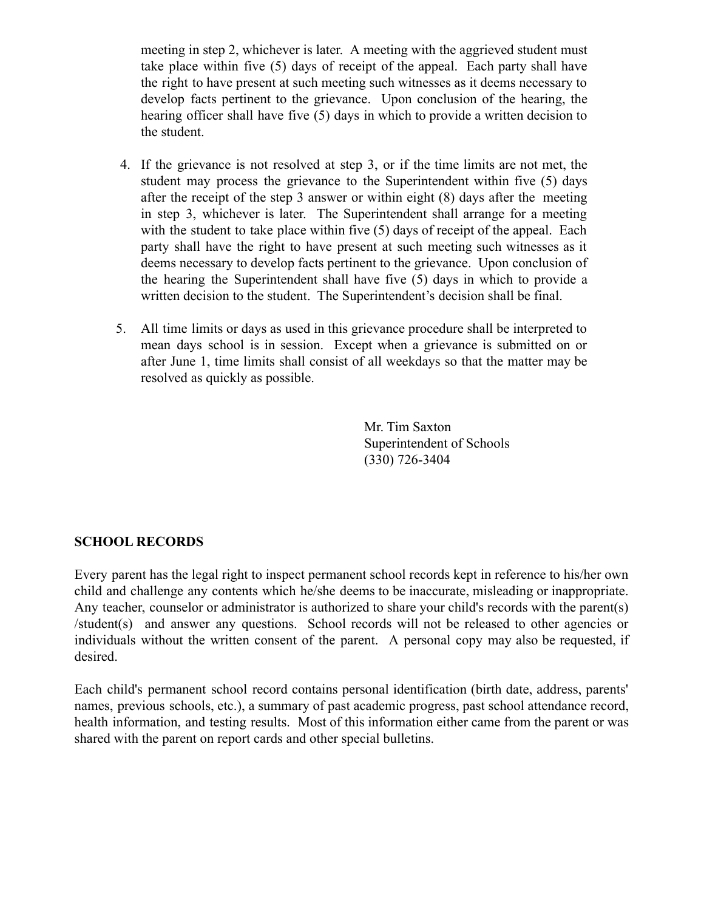meeting in step 2, whichever is later. A meeting with the aggrieved student must take place within five (5) days of receipt of the appeal. Each party shall have the right to have present at such meeting such witnesses as it deems necessary to develop facts pertinent to the grievance. Upon conclusion of the hearing, the hearing officer shall have five (5) days in which to provide a written decision to the student.

4. If the grievance is not resolved at step 3, or if the time limits are not met, the student may process the grievance to the Superintendent within five (5) days after the receipt of the step 3 answer or within eight (8) days after the meeting in step 3, whichever is later. The Superintendent shall arrange for a meeting with the student to take place within five (5) days of receipt of the appeal. Each party shall have the right to have present at such meeting such witnesses as it deems necessary to develop facts pertinent to the grievance. Upon conclusion of the hearing the Superintendent shall have five (5) days in which to provide a written decision to the student. The Superintendent's decision shall be final.

5. All time limits or days as used in this grievance procedure shall be interpreted to mean days school is in session. Except when a grievance is submitted on or after June 1, time limits shall consist of all weekdays so that the matter may be resolved as quickly as possible.

Mr. Tim Saxton
Superintendent of Schools
(330) 726-3404

**SCHOOL RECORDS**

Every parent has the legal right to inspect permanent school records kept in reference to his/her own child and challenge any contents which he/she deems to be inaccurate, misleading or inappropriate. Any teacher, counselor or administrator is authorized to share your child's records with the parent(s) /student(s) and answer any questions. School records will not be released to other agencies or individuals without the written consent of the parent. A personal copy may also be requested, if desired.

Each child's permanent school record contains personal identification (birth date, address, parents' names, previous schools, etc.), a summary of past academic progress, past school attendance record, health information, and testing results. Most of this information either came from the parent or was shared with the parent on report cards and other special bulletins.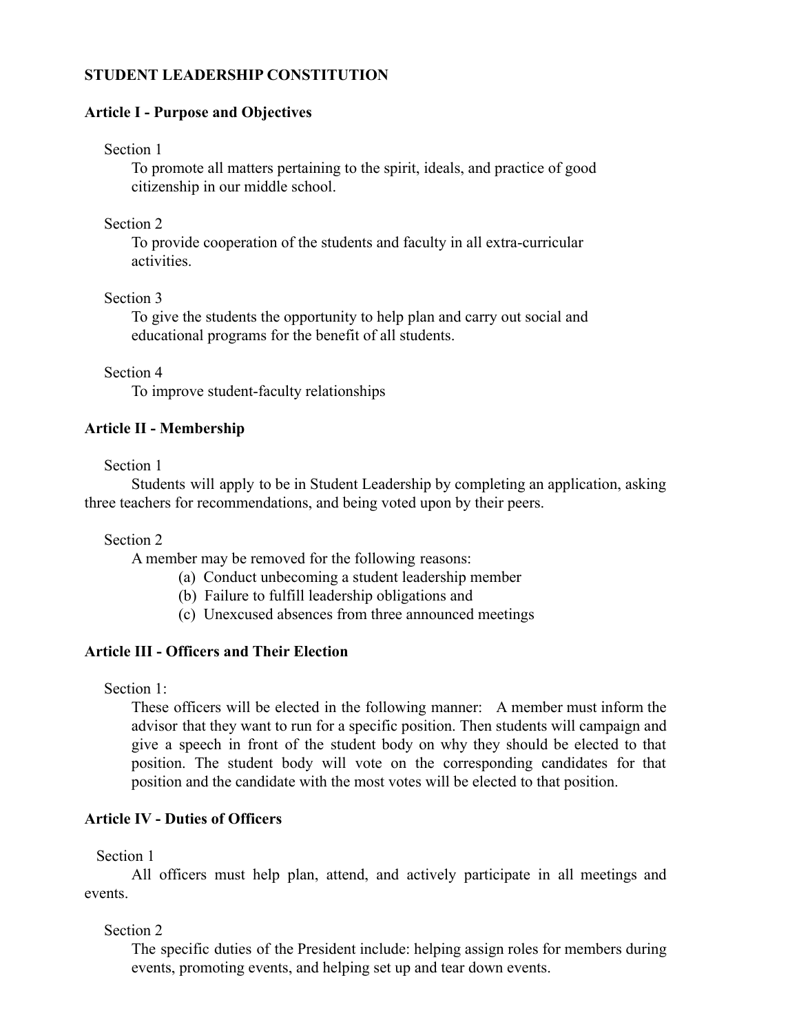**STUDENT LEADERSHIP CONSTITUTION**

**Article I - Purpose and Objectives**

Section 1

To promote all matters pertaining to the spirit, ideals, and practice of good citizenship in our middle school.

Section 2

To provide cooperation of the students and faculty in all extra-curricular activities.

Section 3

To give the students the opportunity to help plan and carry out social and educational programs for the benefit of all students.

Section 4

To improve student-faculty relationships

**Article II - Membership**

Section 1

Students will apply to be in Student Leadership by completing an application, asking three teachers for recommendations, and being voted upon by their peers.

Section 2

A member may be removed for the following reasons:

(a) Conduct unbecoming a student leadership member
(b) Failure to fulfill leadership obligations and
(c) Unexcused absences from three announced meetings

**Article III - Officers and Their Election**

Section 1:

These officers will be elected in the following manner: A member must inform the advisor that they want to run for a specific position. Then students will campaign and give a speech in front of the student body on why they should be elected to that position. The student body will vote on the corresponding candidates for that position and the candidate with the most votes will be elected to that position.

**Article IV - Duties of Officers**

Section 1

All officers must help plan, attend, and actively participate in all meetings and events.

Section 2

The specific duties of the President include: helping assign roles for members during events, promoting events, and helping set up and tear down events.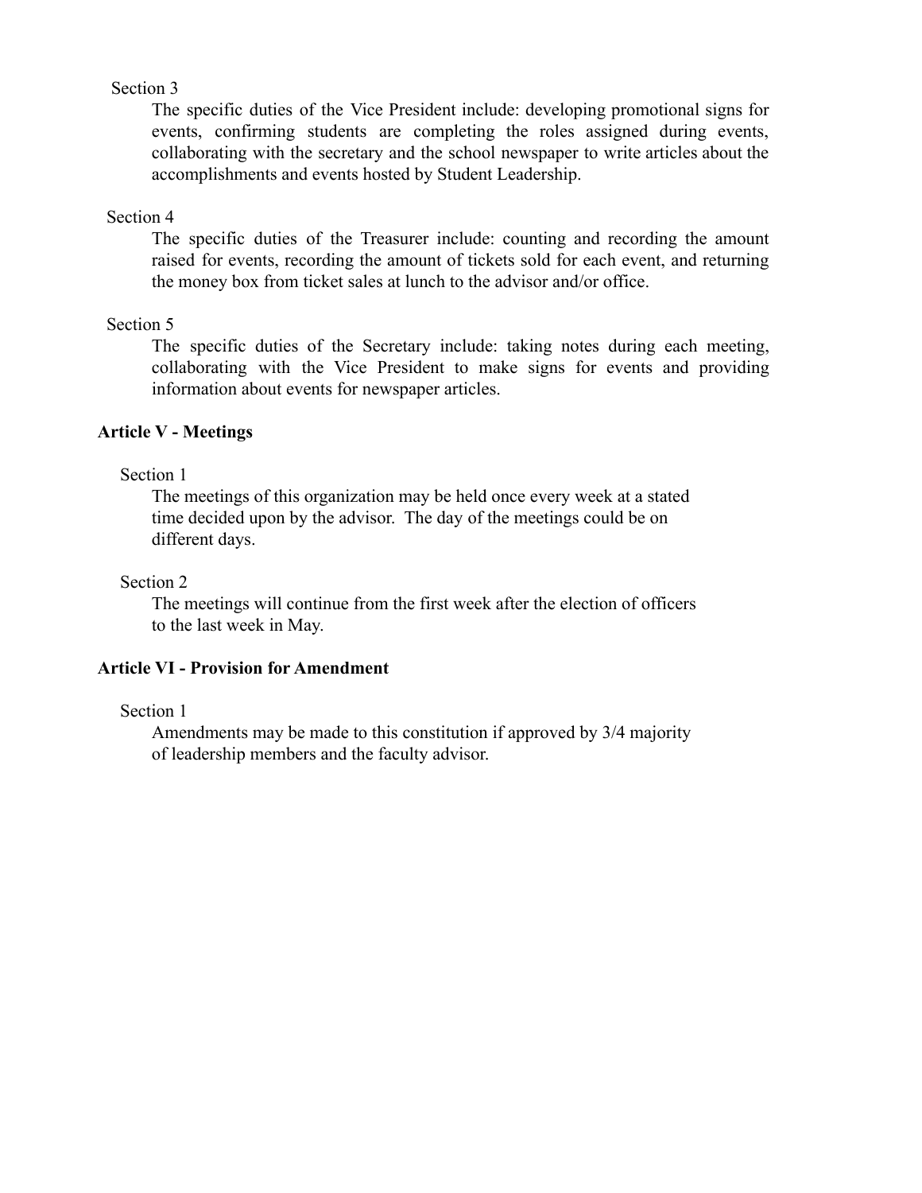Section 3

The specific duties of the Vice President include: developing promotional signs for events, confirming students are completing the roles assigned during events, collaborating with the secretary and the school newspaper to write articles about the accomplishments and events hosted by Student Leadership.

Section 4

The specific duties of the Treasurer include: counting and recording the amount raised for events, recording the amount of tickets sold for each event, and returning the money box from ticket sales at lunch to the advisor and/or office.

Section 5

The specific duties of the Secretary include: taking notes during each meeting, collaborating with the Vice President to make signs for events and providing information about events for newspaper articles.

**Article V - Meetings**

Section 1

The meetings of this organization may be held once every week at a stated time decided upon by the advisor. The day of the meetings could be on different days.

Section 2

The meetings will continue from the first week after the election of officers to the last week in May.

**Article VI - Provision for Amendment**

Section 1

Amendments may be made to this constitution if approved by 3/4 majority of leadership members and the faculty advisor.